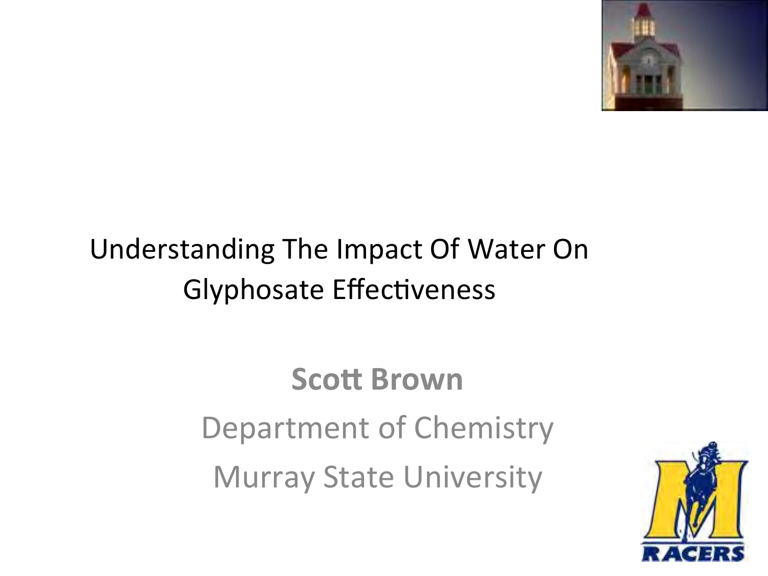# Understanding The Impact Of Water On Glyphosate Effectiveness

**Scott Brown**

Department of Chemistry

Murray State University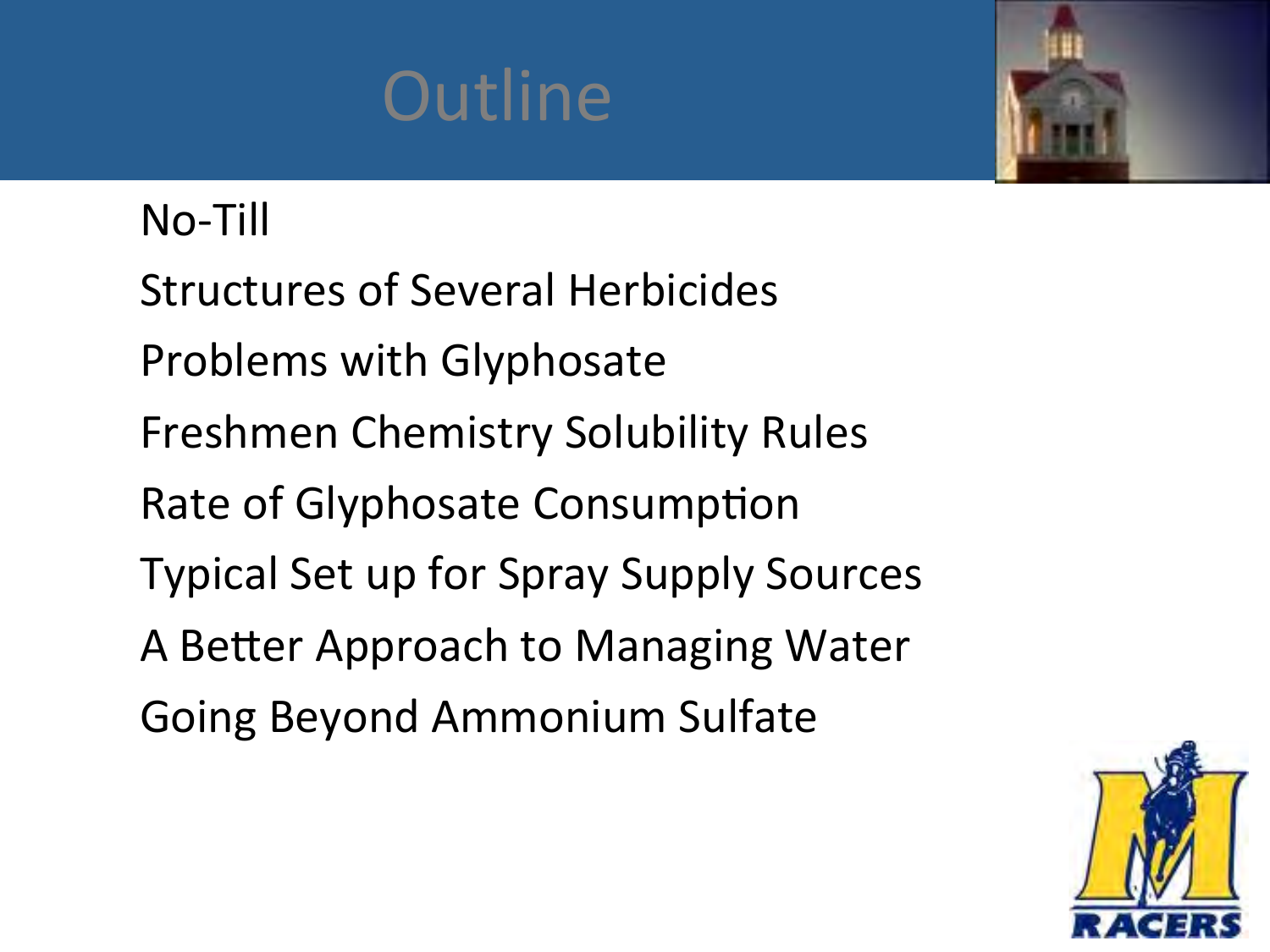# Outline

- No-Till
- Structures of Several Herbicides
- Problems with Glyphosate
- Freshmen Chemistry Solubility Rules
- Rate of Glyphosate Consumption
- Typical Set up for Spray Supply Sources
- A Better Approach to Managing Water
- Going Beyond Ammonium Sulfate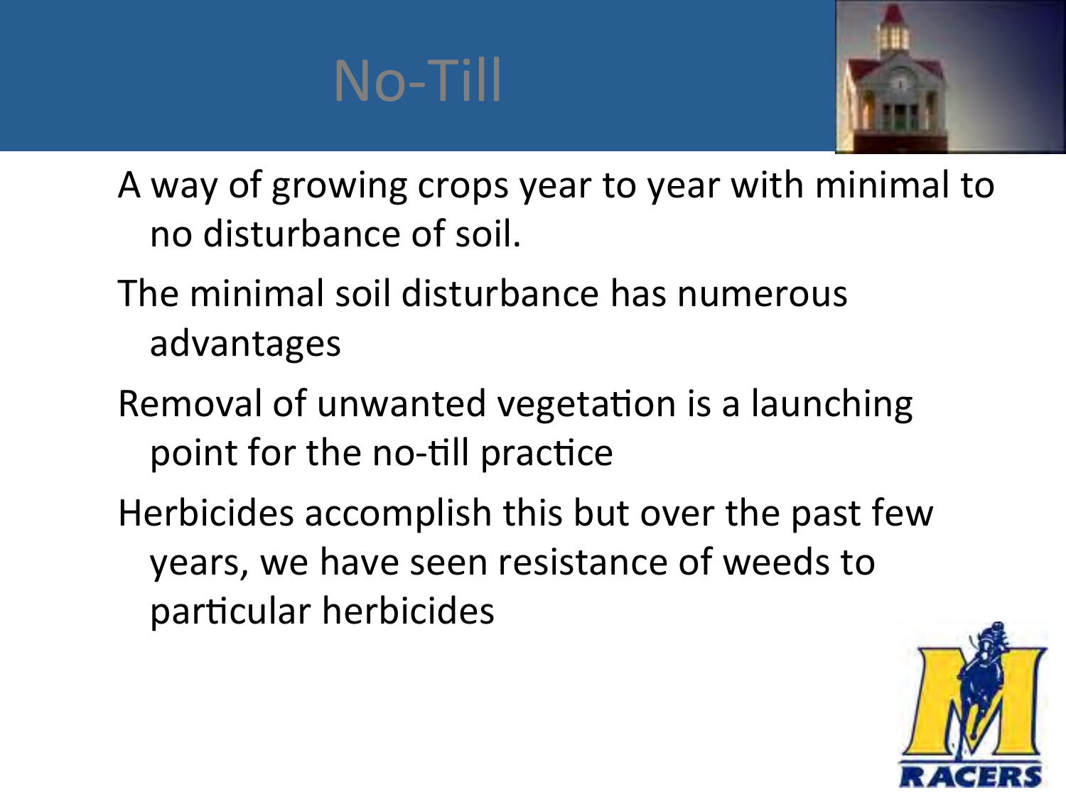# No-Till

A way of growing crops year to year with minimal to no disturbance of soil.

The minimal soil disturbance has numerous advantages

Removal of unwanted vegetation is a launching point for the no-till practice

Herbicides accomplish this but over the past few years, we have seen resistance of weeds to particular herbicides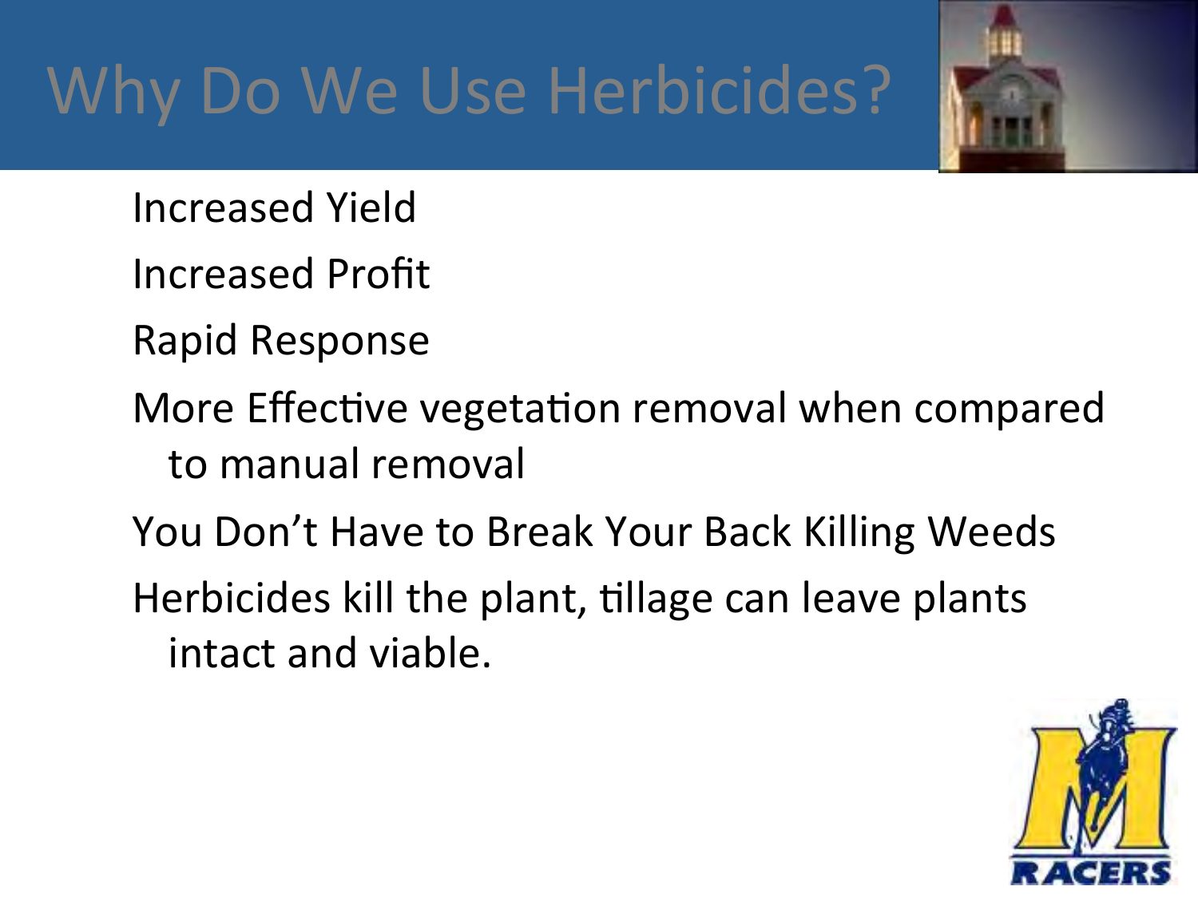# Why Do We Use Herbicides?

- Increased Yield
- Increased Profit
- Rapid Response
- More Effective vegetation removal when compared to manual removal
- You Don't Have to Break Your Back Killing Weeds
- Herbicides kill the plant, tillage can leave plants intact and viable.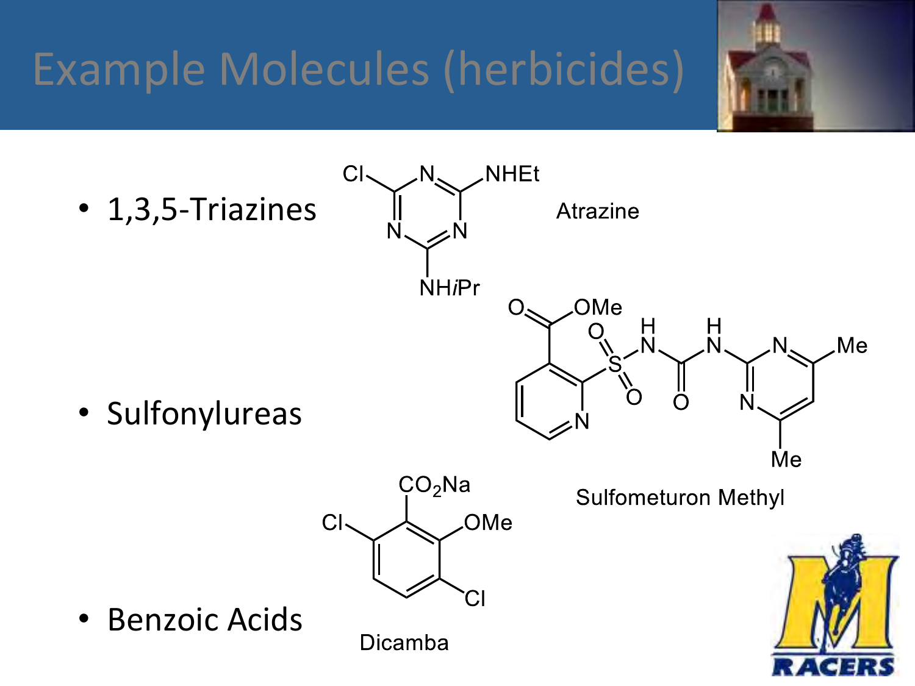# Example Molecules (herbicides)

- 1,3,5-Triazines

Atrazine

- Sulfonylureas

Sulfometuron Methyl

- Benzoic Acids

Dicamba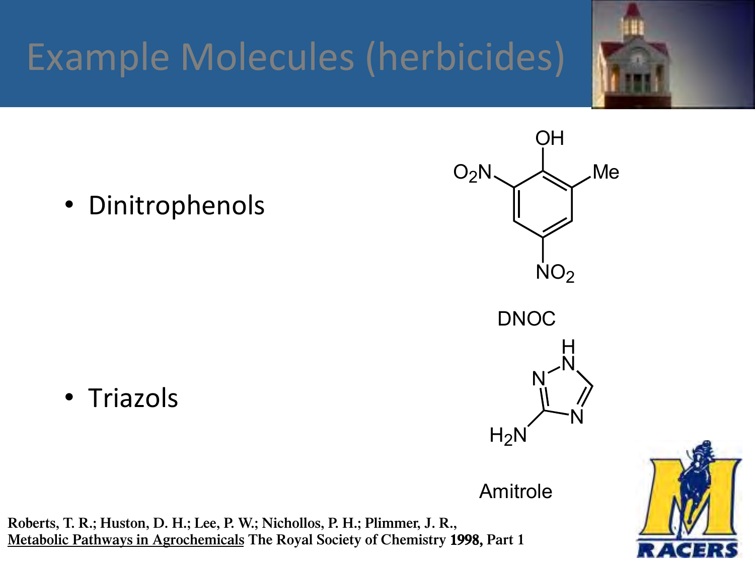# Example Molecules (herbicides)

- Dinitrophenols

DNOC

- Triazols

Amitrole

Roberts, T. R.; Huston, D. H.; Lee, P. W.; Nichollos, P. H.; Plimmer, J. R., Metabolic Pathways in Agrochemicals The Royal Society of Chemistry **1998,** Part 1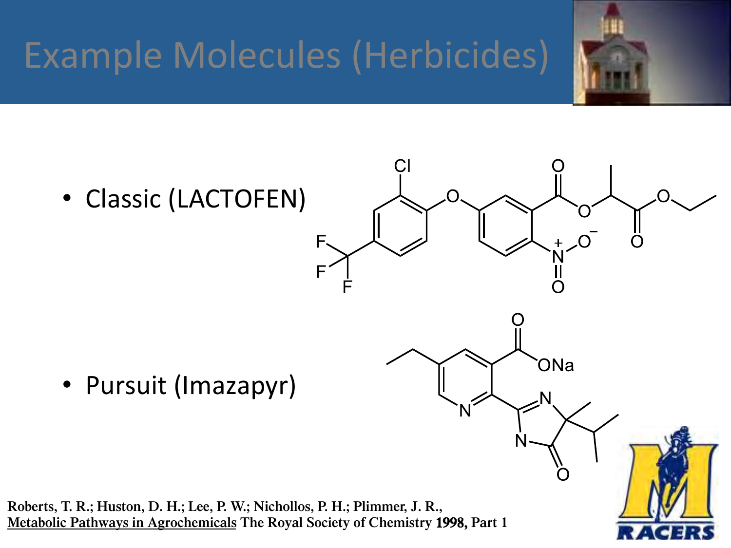# Example Molecules (Herbicides)

- Classic (LACTOFEN)
- Pursuit (Imazapyr)

Roberts, T. R.; Huston, D. H.; Lee, P. W.; Nichollos, P. H.; Plimmer, J. R., Metabolic Pathways in Agrochemicals The Royal Society of Chemistry **1998**, Part 1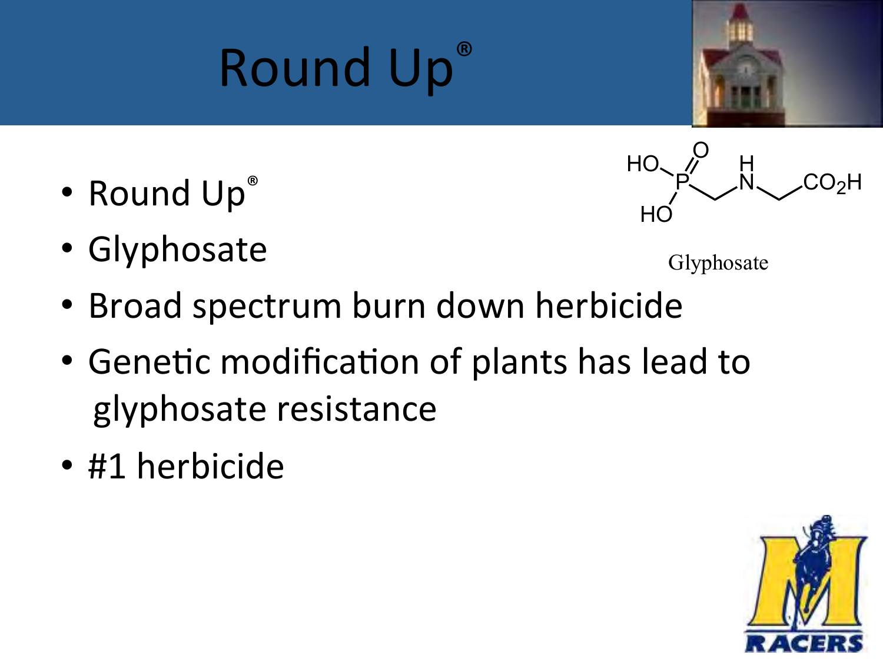# Round Up®

- Round Up®
- Glyphosate
- Broad spectrum burn down herbicide
- Genetic modification of plants has lead to glyphosate resistance
- #1 herbicide

Glyphosate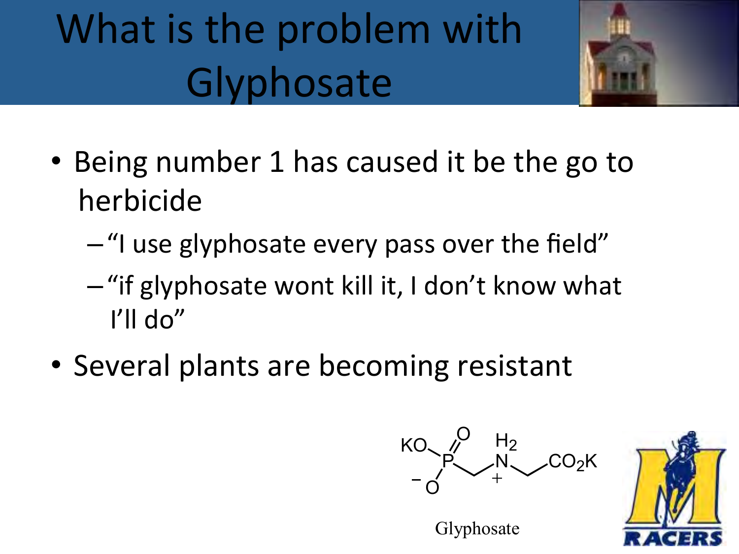# What is the problem with Glyphosate

- Being number 1 has caused it be the go to herbicide
  - "I use glyphosate every pass over the field"
  - "if glyphosate wont kill it, I don't know what I'll do"
- Several plants are becoming resistant

Glyphosate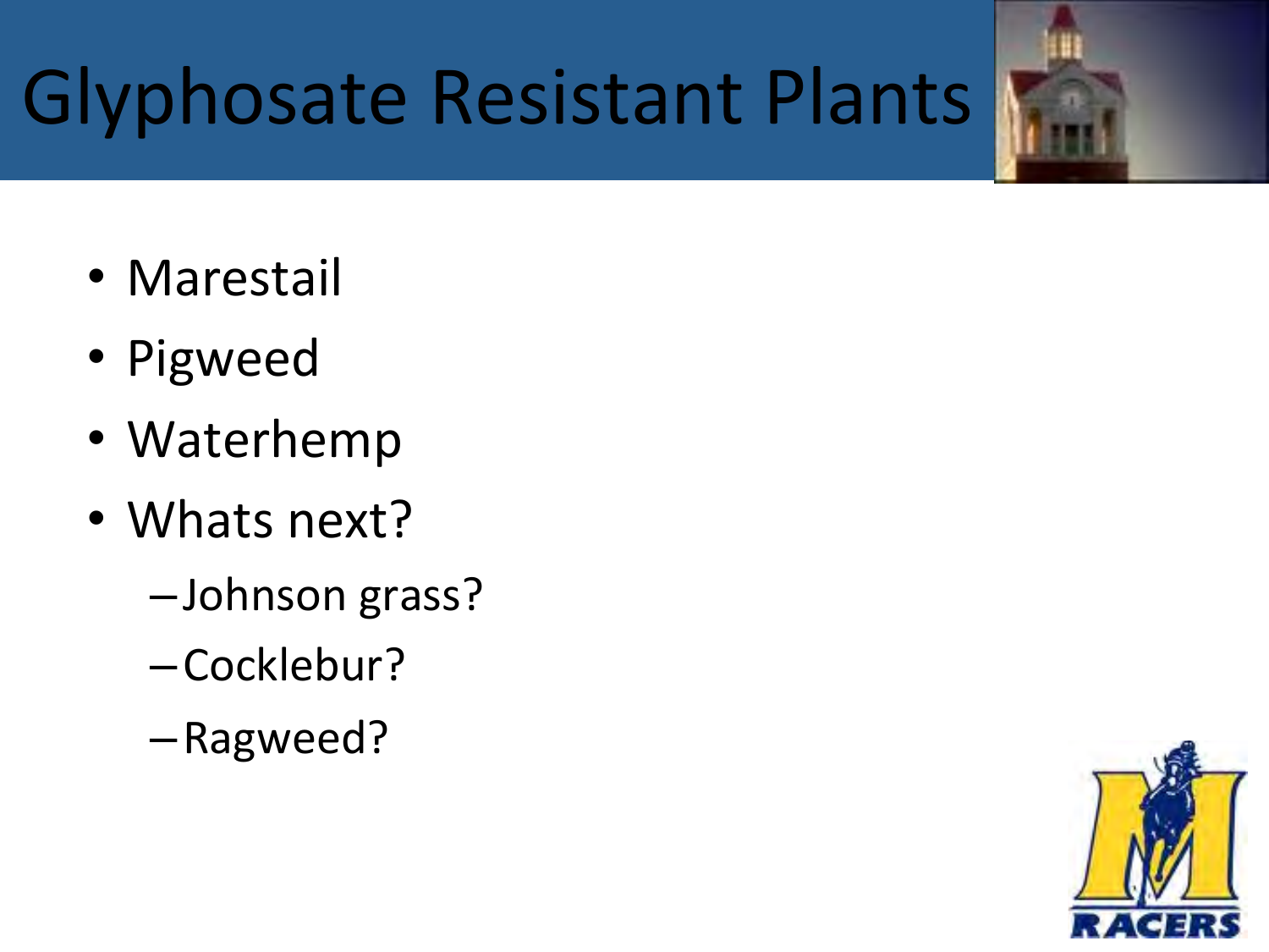# Glyphosate Resistant Plants

- Marestail
- Pigweed
- Waterhemp
- Whats next?
  - Johnson grass?
  - Cocklebur?
  - Ragweed?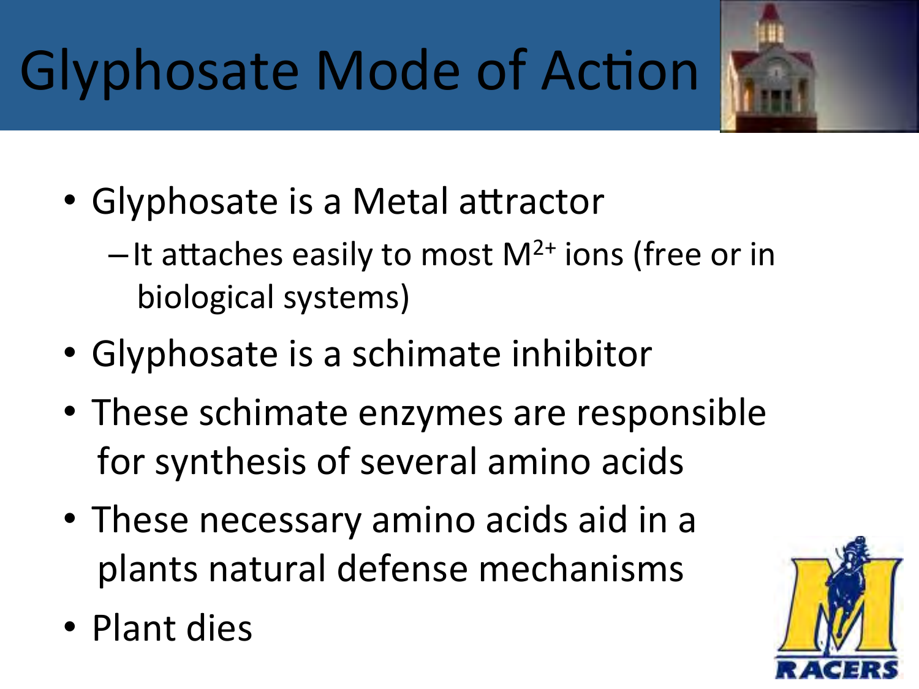# Glyphosate Mode of Action

- Glyphosate is a Metal attractor
  - It attaches easily to most $M^{2+}$ ions (free or in biological systems)
- Glyphosate is a schimate inhibitor
- These schimate enzymes are responsible for synthesis of several amino acids
- These necessary amino acids aid in a plants natural defense mechanisms
- Plant dies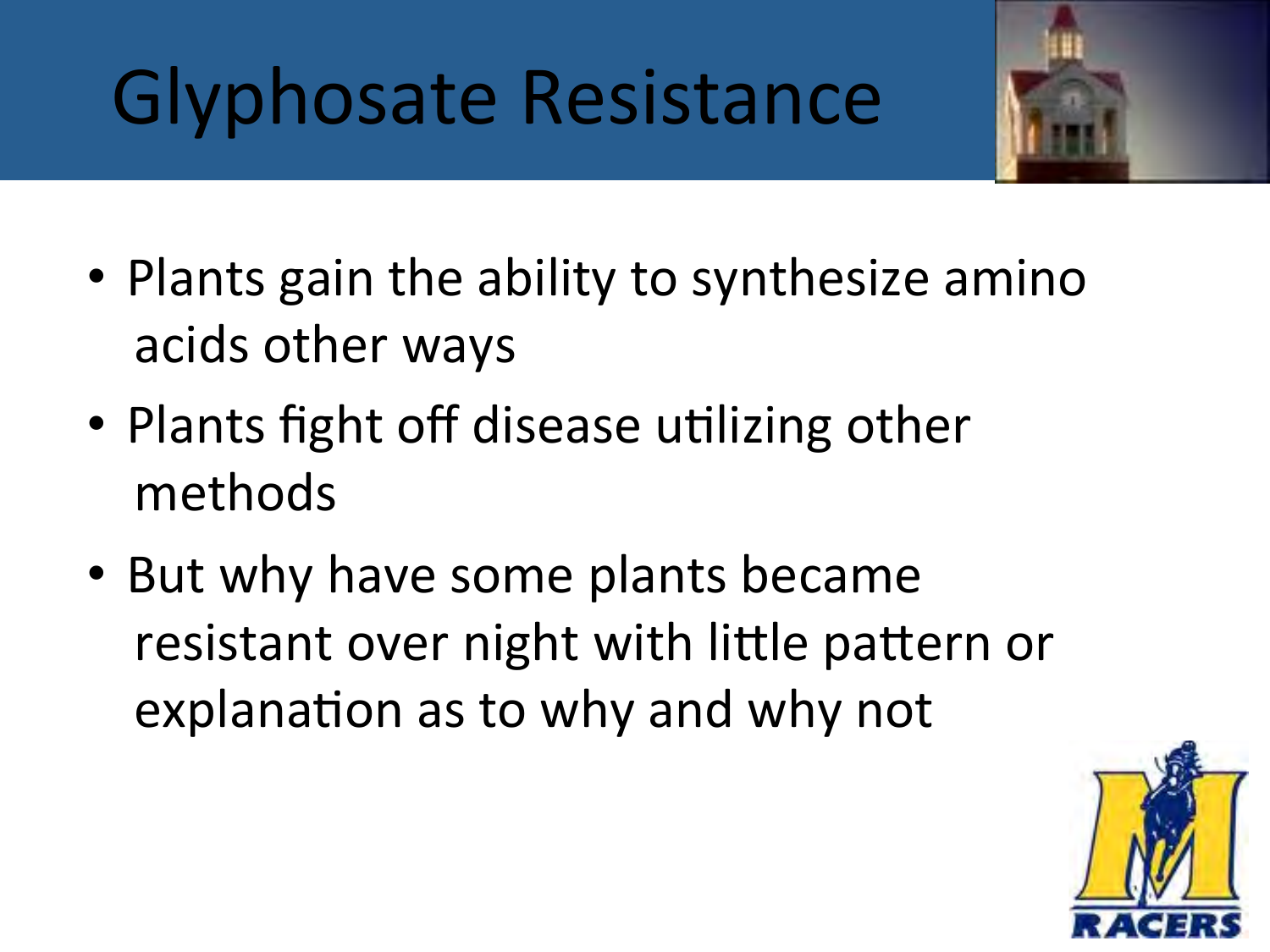# Glyphosate Resistance

- Plants gain the ability to synthesize amino acids other ways
- Plants fight off disease utilizing other methods
- But why have some plants became resistant over night with little pattern or explanation as to why and why not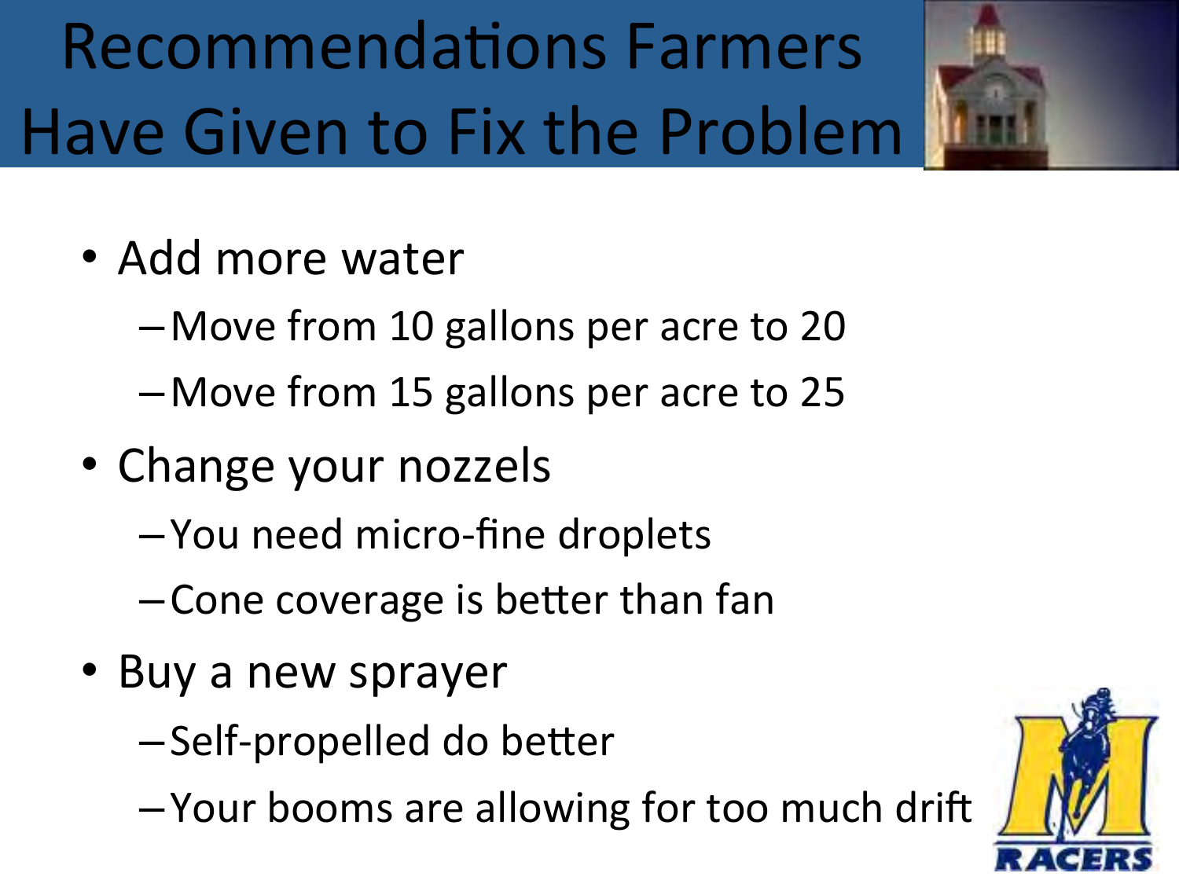# Recommendations Farmers Have Given to Fix the Problem

- Add more water
  - Move from 10 gallons per acre to 20
  - Move from 15 gallons per acre to 25
- Change your nozzels
  - You need micro-fine droplets
  - Cone coverage is better than fan
- Buy a new sprayer
  - Self-propelled do better
  - Your booms are allowing for too much drift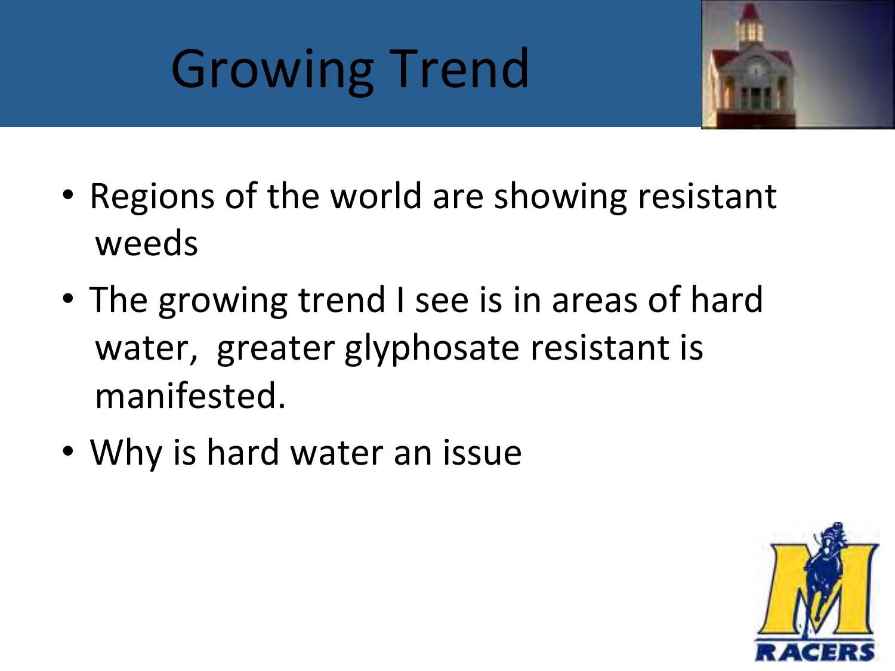# Growing Trend

- Regions of the world are showing resistant weeds
- The growing trend I see is in areas of hard water, greater glyphosate resistant is manifested.
- Why is hard water an issue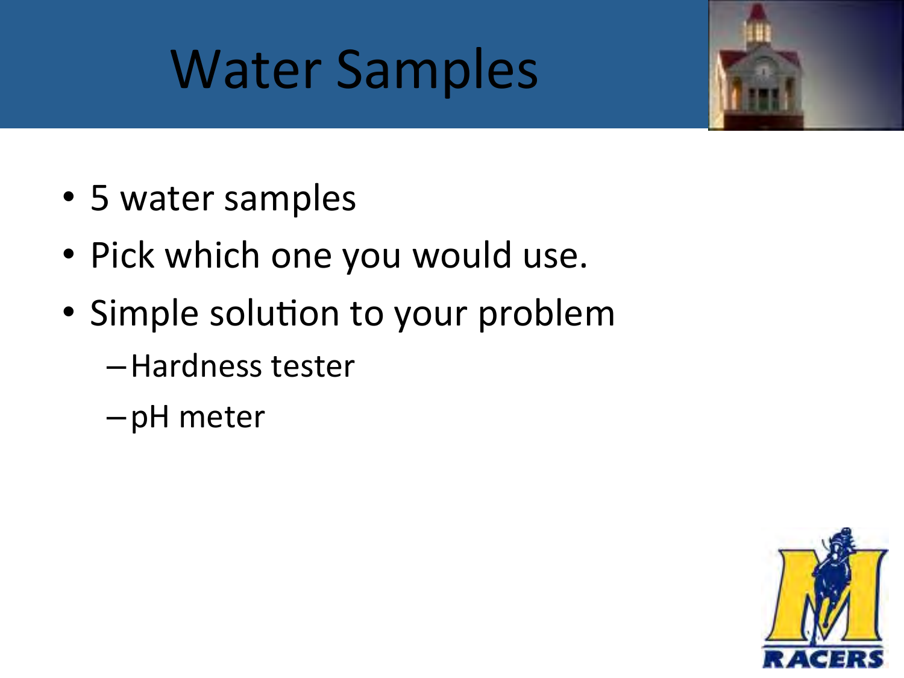# Water Samples

- 5 water samples
- Pick which one you would use.
- Simple solution to your problem
  - Hardness tester
  - pH meter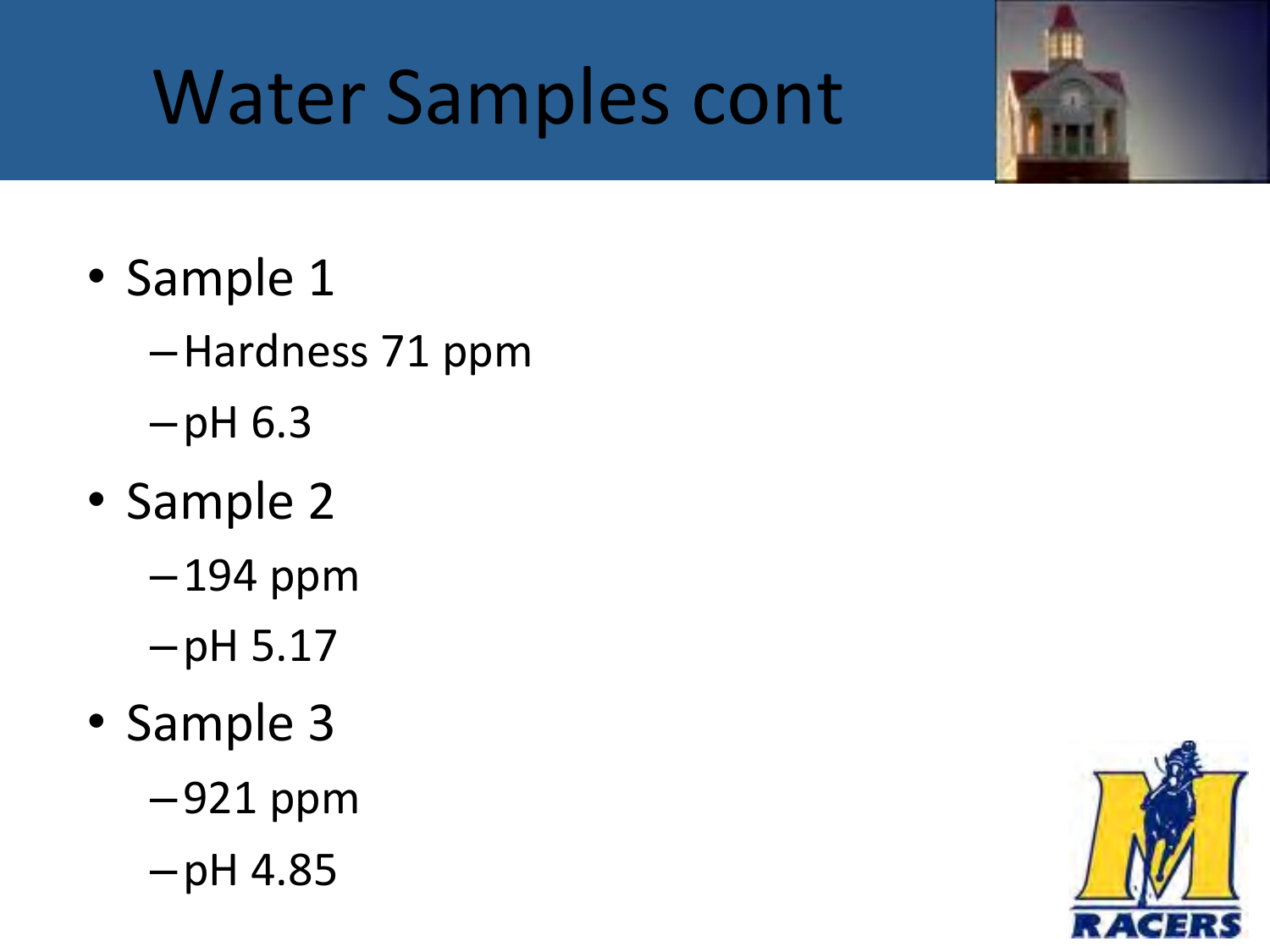# Water Samples cont

- Sample 1
  - Hardness 71 ppm
  - pH 6.3
- Sample 2
  - 194 ppm
  - pH 5.17
- Sample 3
  - 921 ppm
  - pH 4.85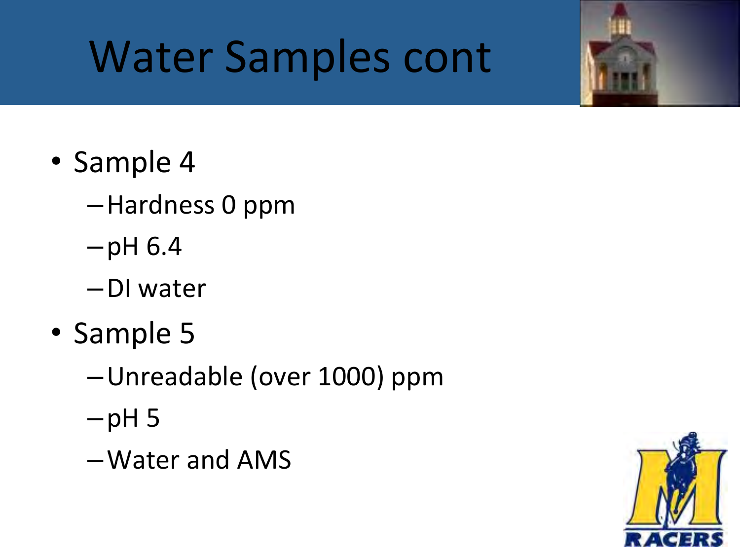# Water Samples cont

- Sample 4
  - Hardness 0 ppm
  - pH 6.4
  - DI water
- Sample 5
  - Unreadable (over 1000) ppm
  - pH 5
  - Water and AMS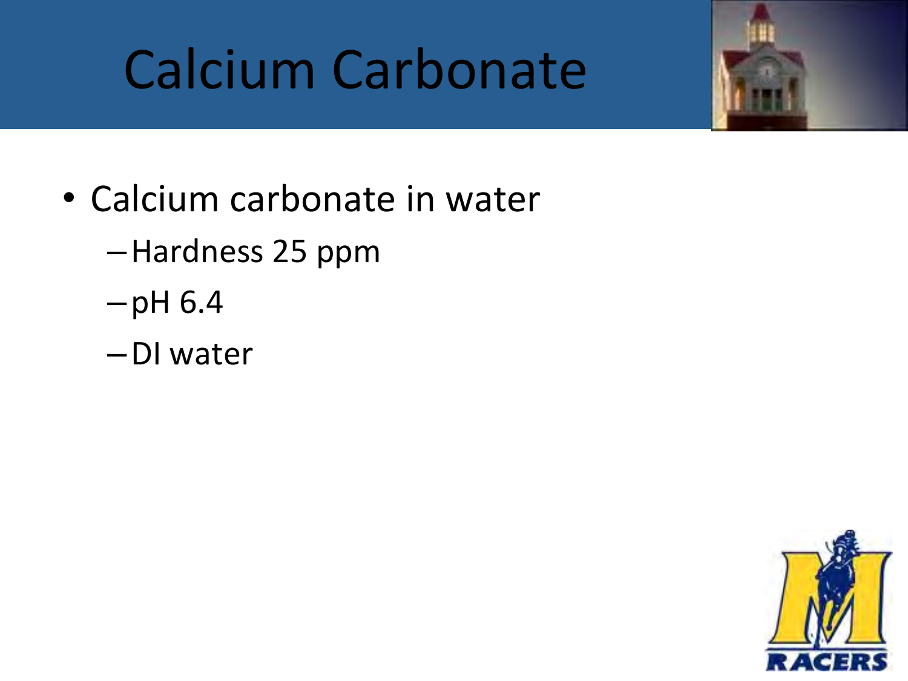# Calcium Carbonate

- Calcium carbonate in water
  - Hardness 25 ppm
  - pH 6.4
  - DI water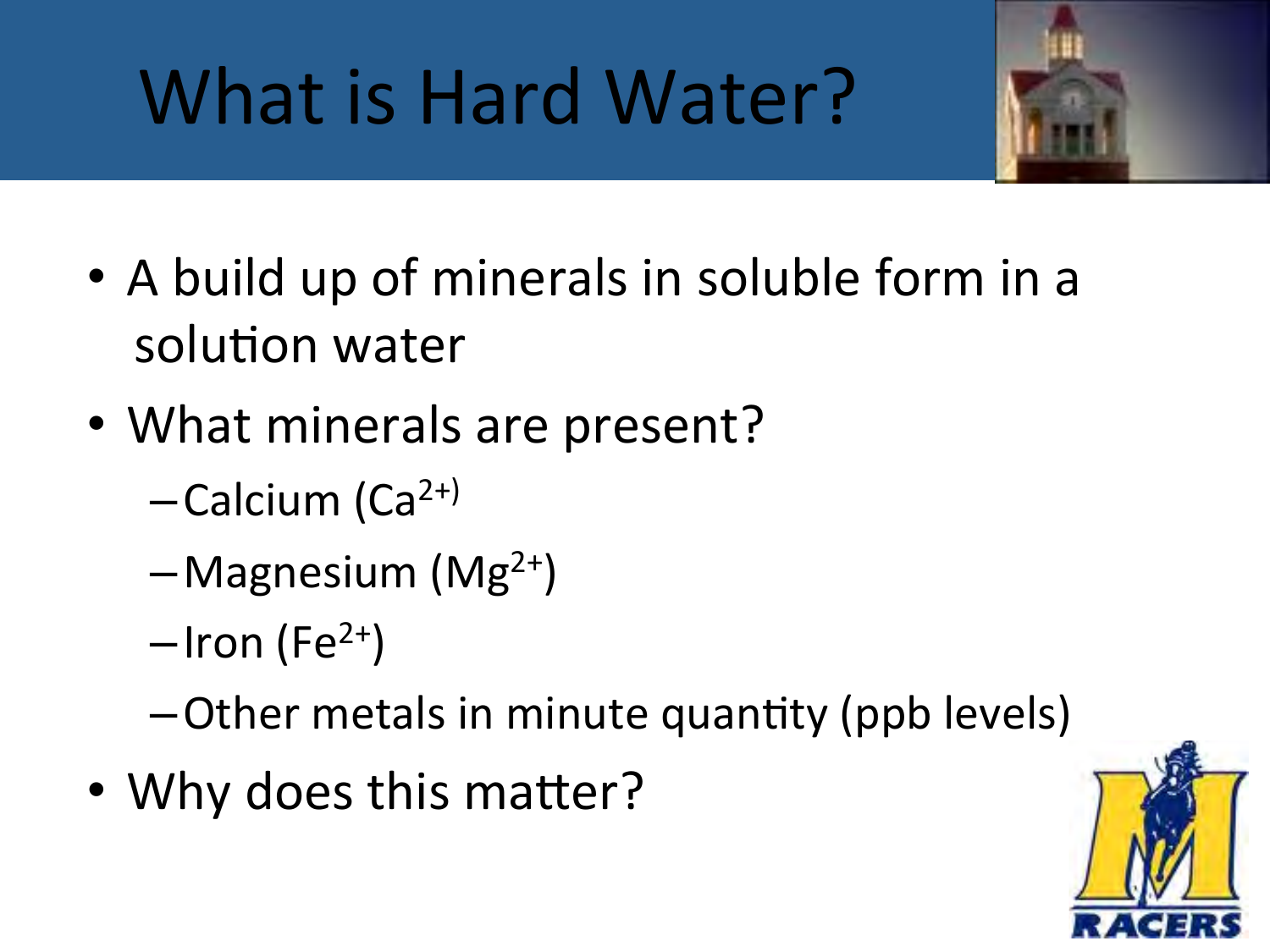# What is Hard Water?

- A build up of minerals in soluble form in a solution water
- What minerals are present?
  - Calcium ($Ca^{2+}$)
  - Magnesium ($Mg^{2+}$)
  - Iron ($Fe^{2+}$)
  - Other metals in minute quantity (ppb levels)
- Why does this matter?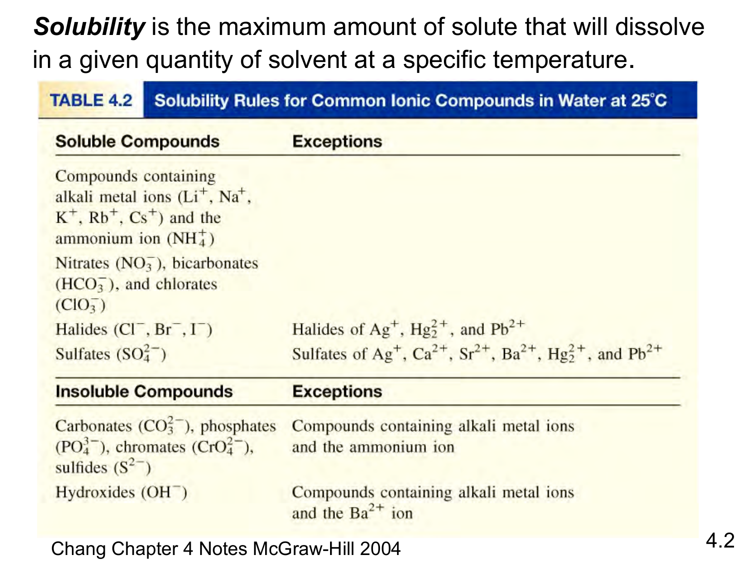***Solubility*** is the maximum amount of solute that will dissolve in a given quantity of solvent at a specific temperature.

**TABLE 4.2 Solubility Rules for Common Ionic Compounds in Water at 25°C**

| Soluble Compounds | Exceptions |
|---|---|
| Compounds containing alkali metal ions ($Li^+$, $Na^+$, $K^+$, $Rb^+$, $Cs^+$) and the ammonium ion ($NH_4^+$) | |
| Nitrates ($NO_3^-$), bicarbonates ($HCO_3^-$), and chlorates ($ClO_3^-$) | |
| Halides ($Cl^-$, $Br^-$, $I^-$) | Halides of $Ag^+$, $Hg_2^{2+}$, and $Pb^{2+}$ |
| Sulfates ($SO_4^{2-}$) | Sulfates of $Ag^+$, $Ca^{2+}$, $Sr^{2+}$, $Ba^{2+}$, $Hg_2^{2+}$, and $Pb^{2+}$ |
| **Insoluble Compounds** | **Exceptions** |
| Carbonates ($CO_3^{2-}$), phosphates ($PO_4^{3-}$), chromates ($CrO_4^{2-}$), sulfides ($S^{2-}$) | Compounds containing alkali metal ions and the ammonium ion |
| Hydroxides ($OH^-$) | Compounds containing alkali metal ions and the $Ba^{2+}$ ion |

Chang Chapter 4 Notes McGraw-Hill 2004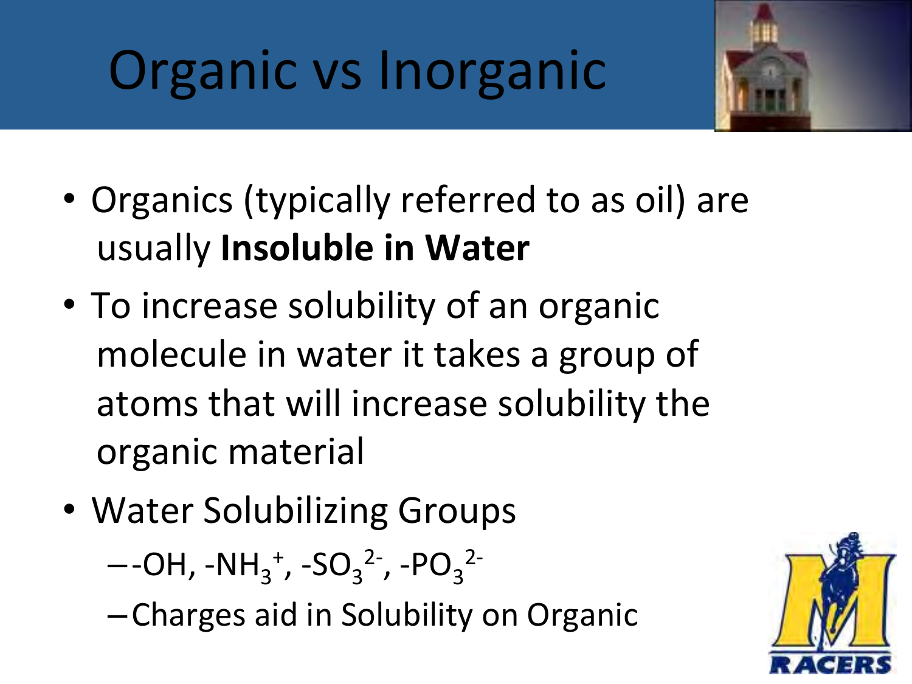# Organic vs Inorganic

- Organics (typically referred to as oil) are usually **Insoluble in Water**
- To increase solubility of an organic molecule in water it takes a group of atoms that will increase solubility the organic material
- Water Solubilizing Groups
  - $-OH$, $-NH_3^+$, $-SO_3^{2-}$, $-PO_3^{2-}$
  - Charges aid in Solubility on Organic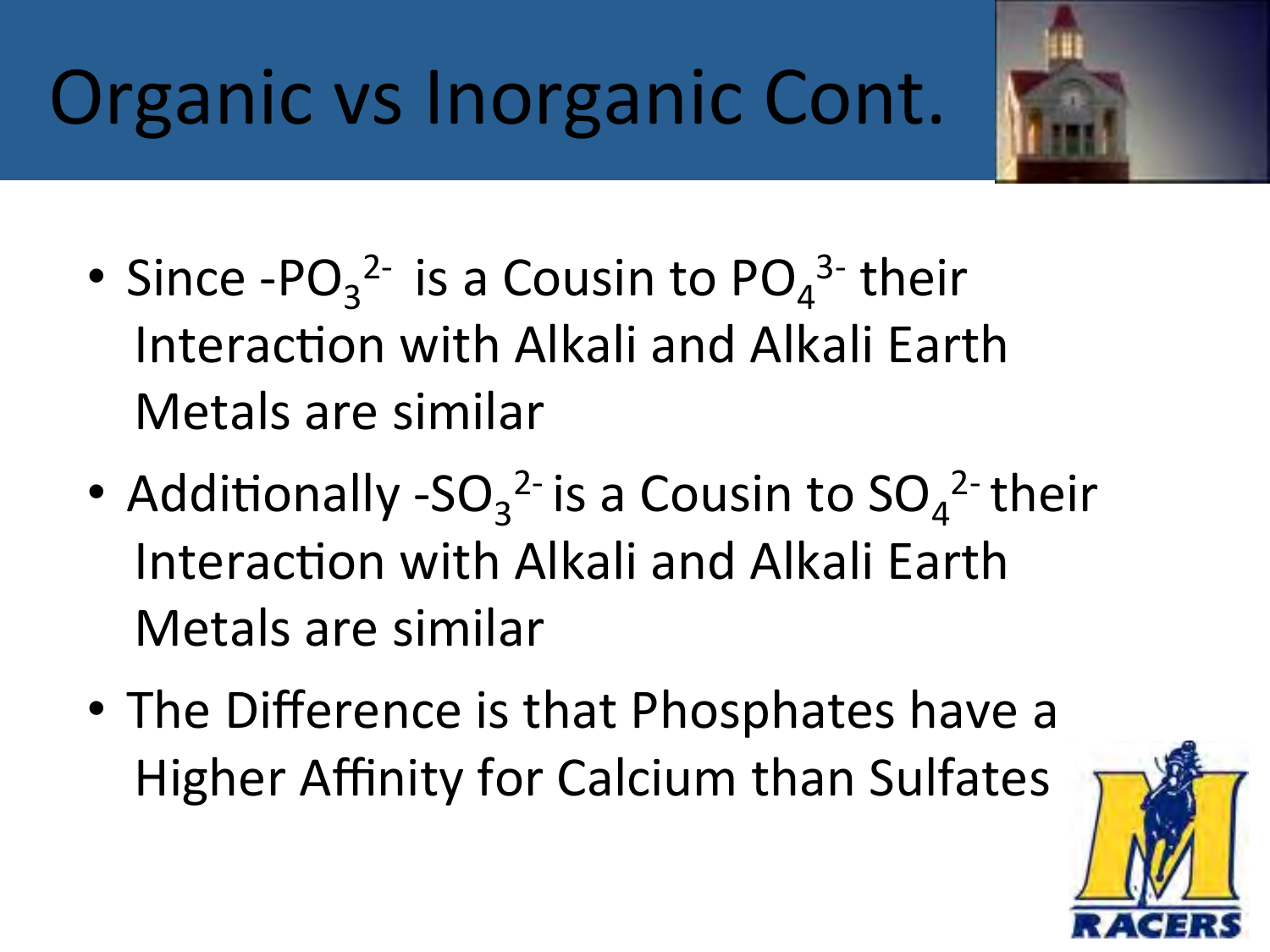# Organic vs Inorganic Cont.

- Since $-PO_3^{2-}$ is a Cousin to $PO_4^{3-}$ their Interaction with Alkali and Alkali Earth Metals are similar
- Additionally $-SO_3^{2-}$ is a Cousin to $SO_4^{2-}$ their Interaction with Alkali and Alkali Earth Metals are similar
- The Difference is that Phosphates have a Higher Affinity for Calcium than Sulfates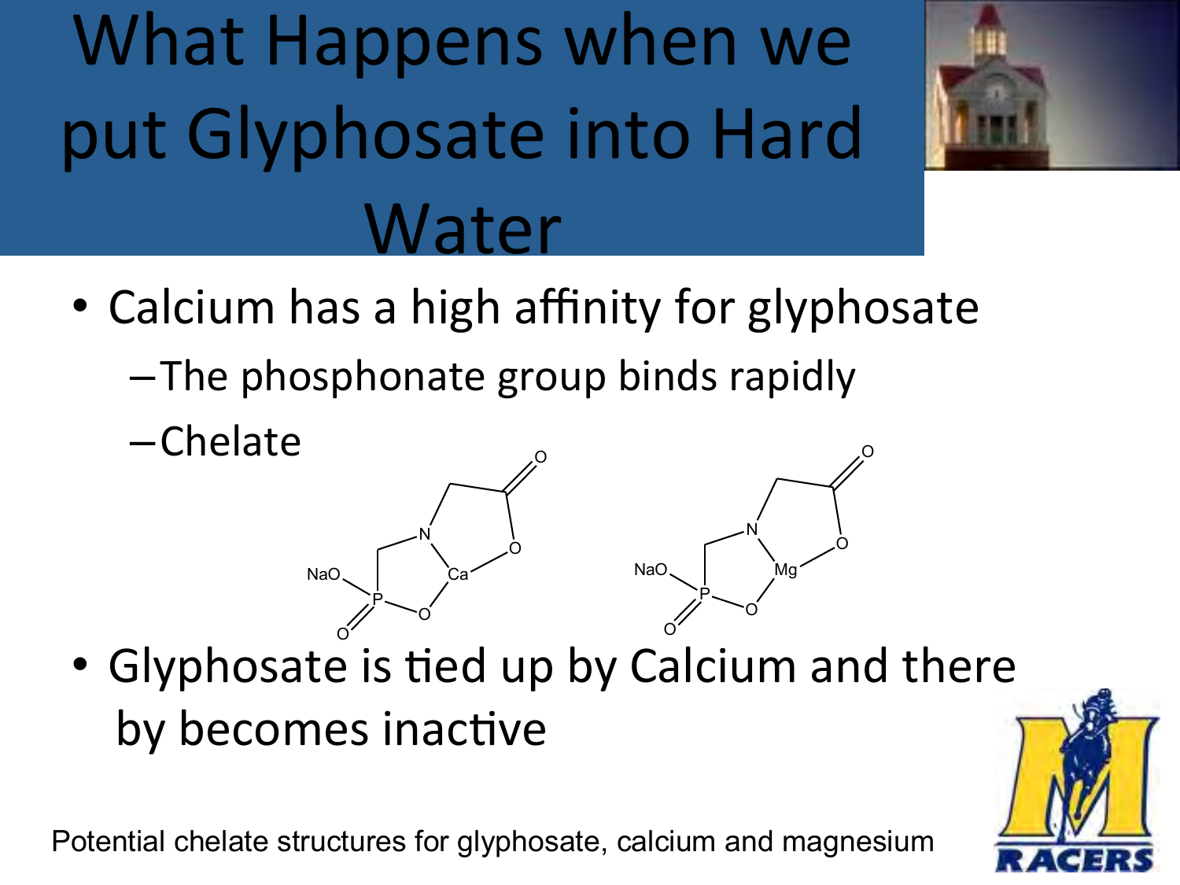# What Happens when we put Glyphosate into Hard Water

- Calcium has a high affinity for glyphosate
  - The phosphonate group binds rapidly
  - Chelate
- Glyphosate is tied up by Calcium and there by becomes inactive

Potential chelate structures for glyphosate, calcium and magnesium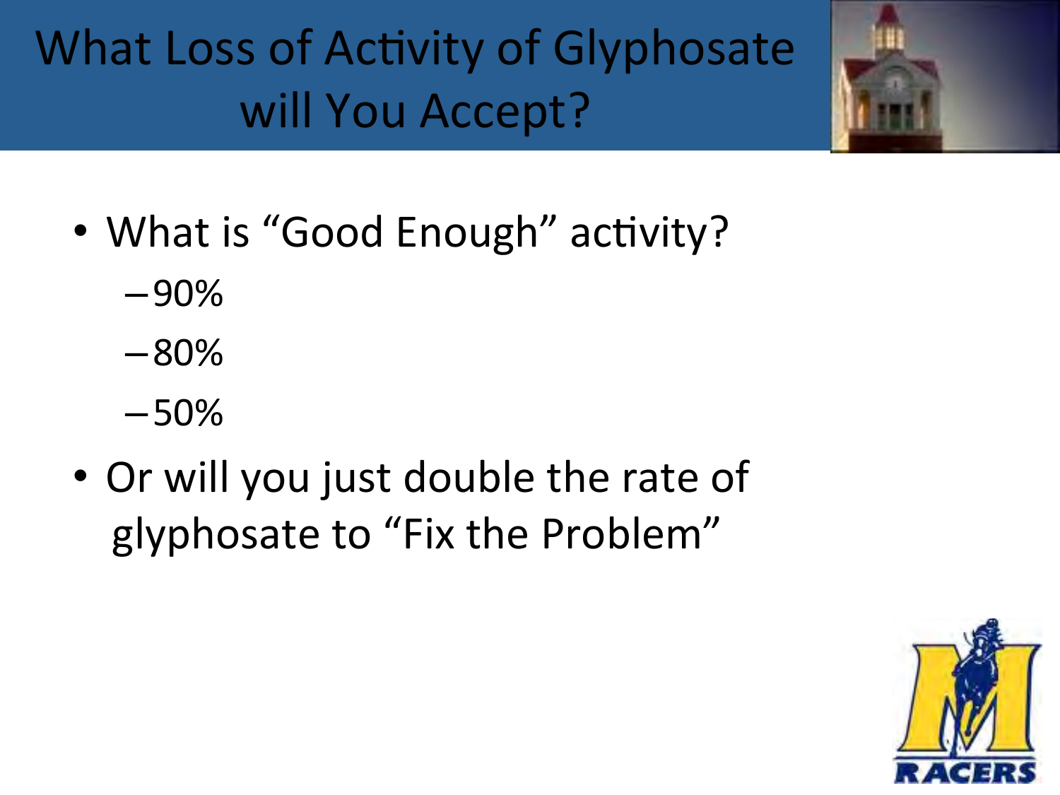# What Loss of Activity of Glyphosate will You Accept?

- What is "Good Enough" activity?
  - 90%
  - 80%
  - 50%
- Or will you just double the rate of glyphosate to "Fix the Problem"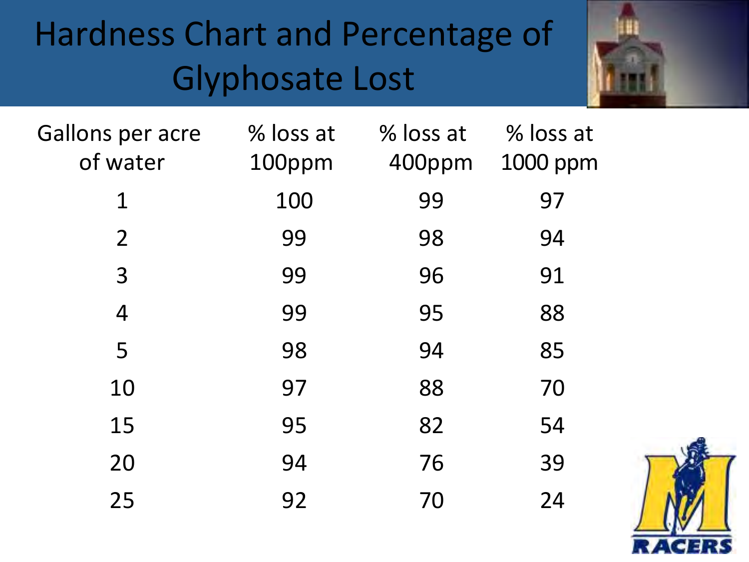# Hardness Chart and Percentage of Glyphosate Lost

| Gallons per acre of water | % loss at 100ppm | % loss at 400ppm | % loss at 1000 ppm |
|---|---|---|---|
| 1 | 100 | 99 | 97 |
| 2 | 99 | 98 | 94 |
| 3 | 99 | 96 | 91 |
| 4 | 99 | 95 | 88 |
| 5 | 98 | 94 | 85 |
| 10 | 97 | 88 | 70 |
| 15 | 95 | 82 | 54 |
| 20 | 94 | 76 | 39 |
| 25 | 92 | 70 | 24 |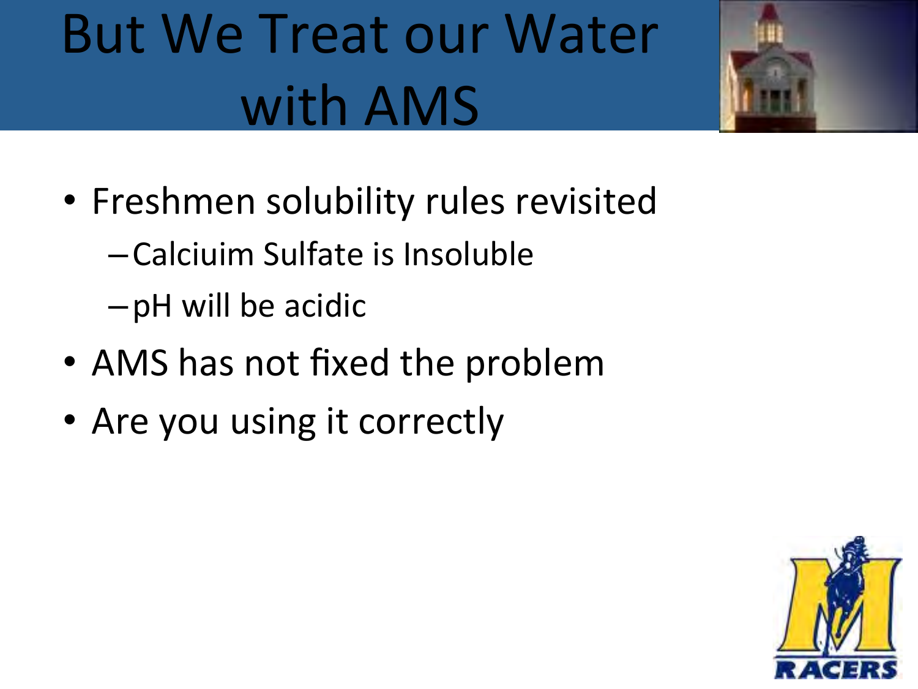# But We Treat our Water with AMS

- Freshmen solubility rules revisited
  - Calciuim Sulfate is Insoluble
  - pH will be acidic
- AMS has not fixed the problem
- Are you using it correctly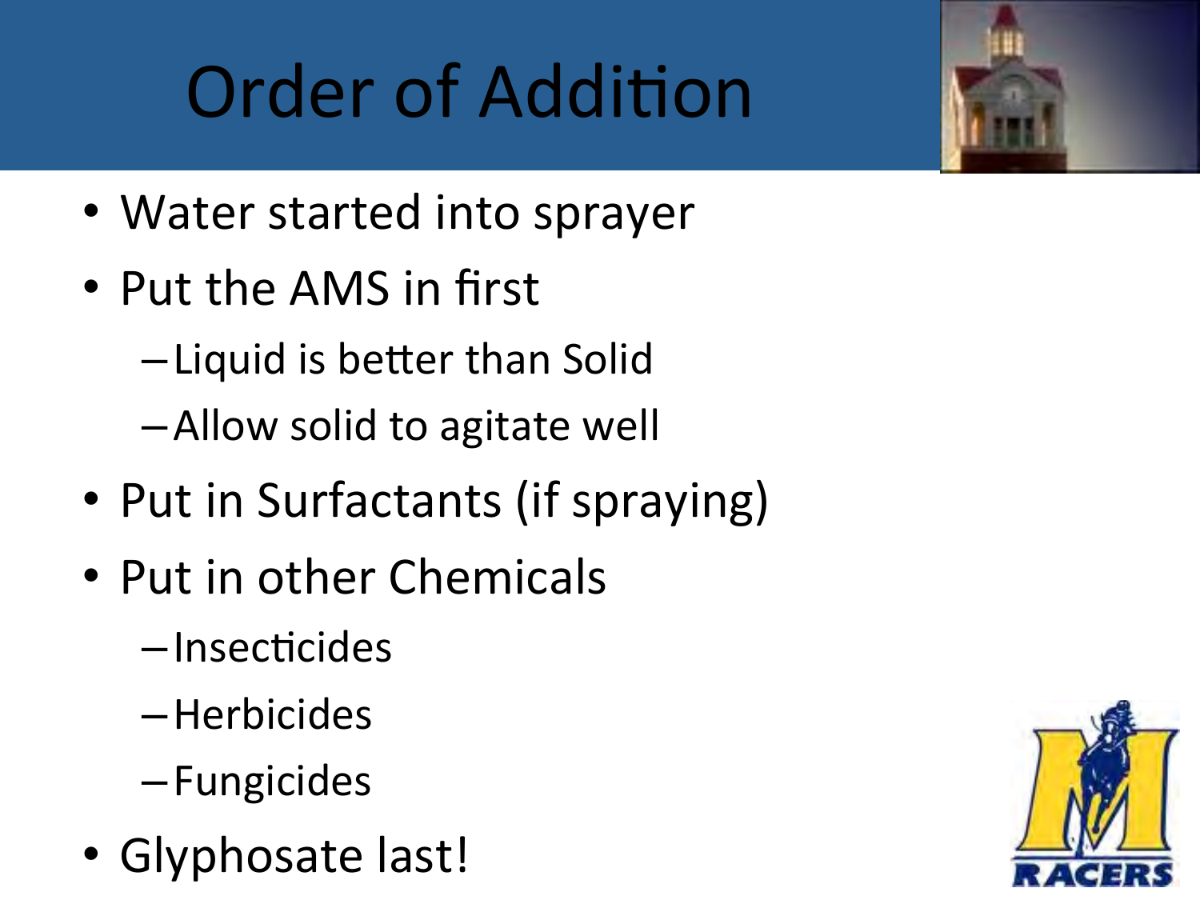# Order of Addition

- Water started into sprayer
- Put the AMS in first
  - Liquid is better than Solid
  - Allow solid to agitate well
- Put in Surfactants (if spraying)
- Put in other Chemicals
  - Insecticides
  - Herbicides
  - Fungicides
- Glyphosate last!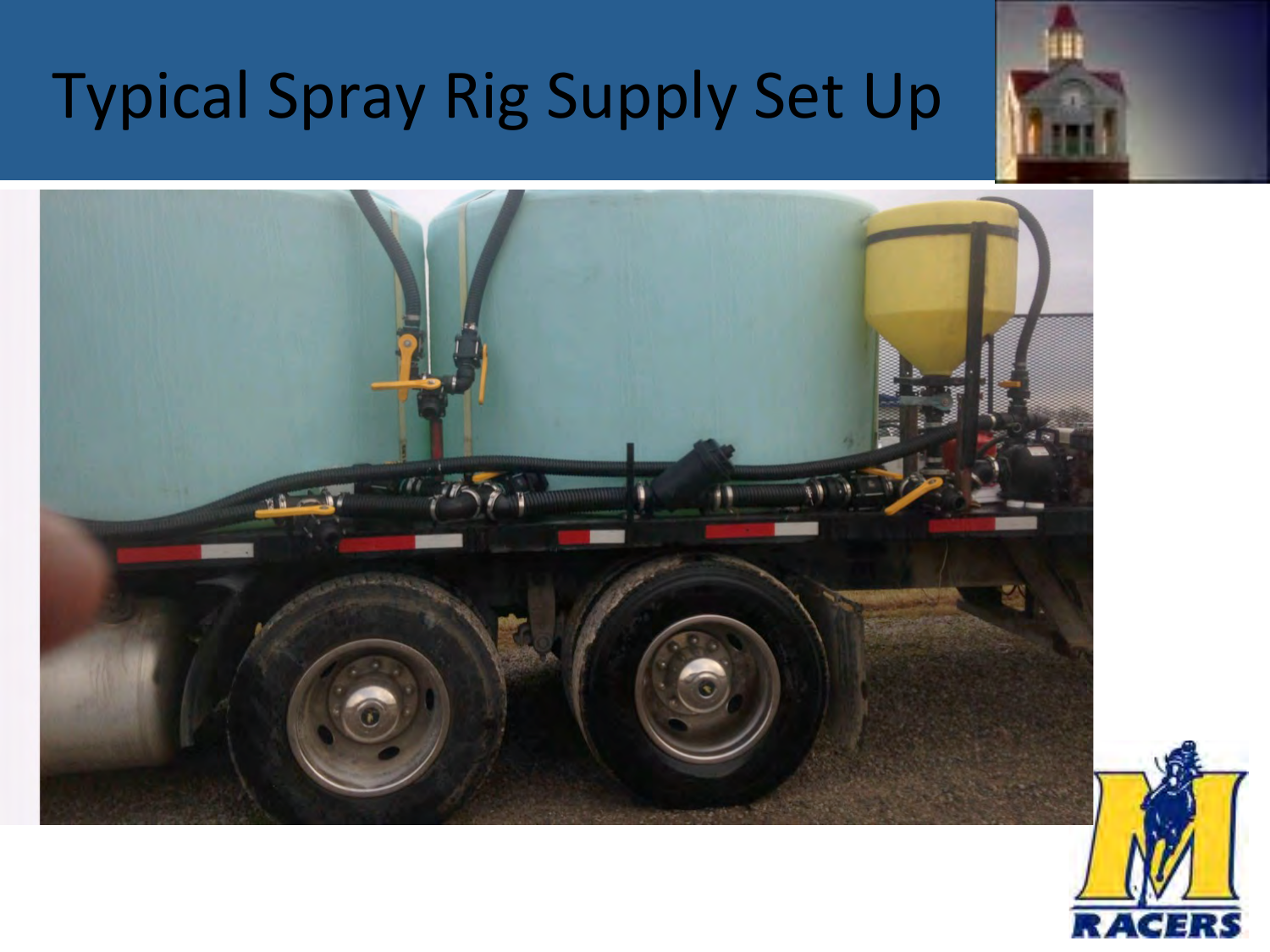# Typical Spray Rig Supply Set Up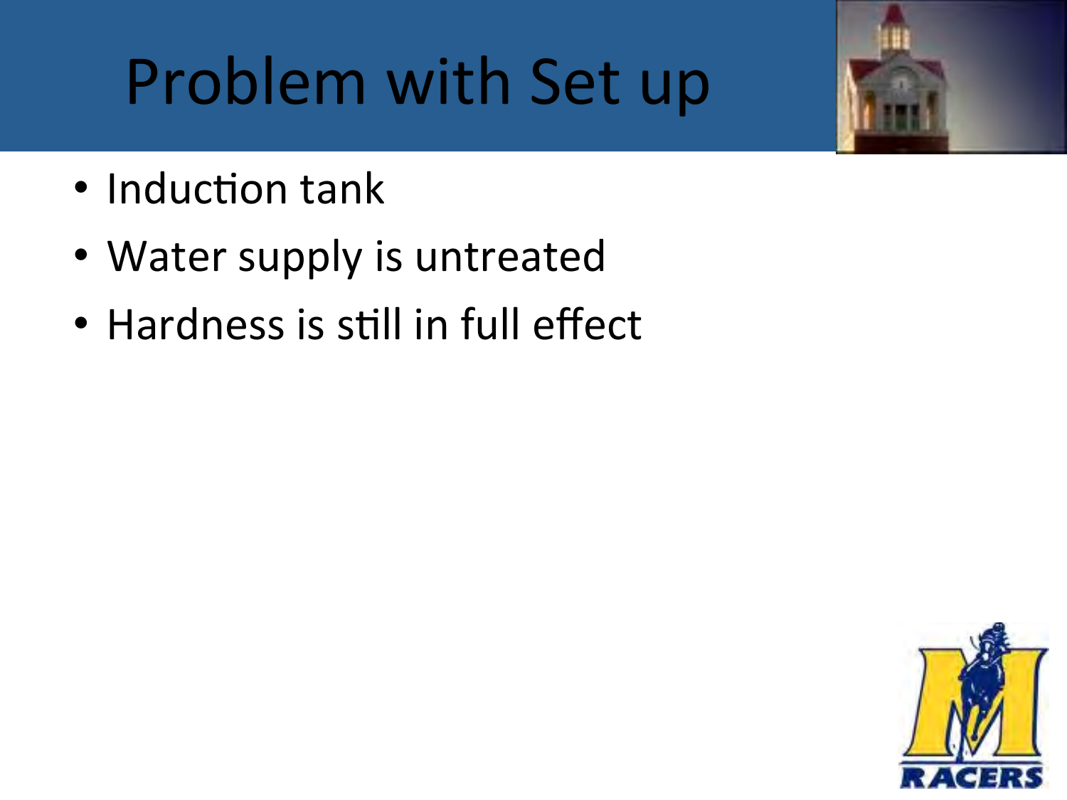# Problem with Set up

- Induction tank
- Water supply is untreated
- Hardness is still in full effect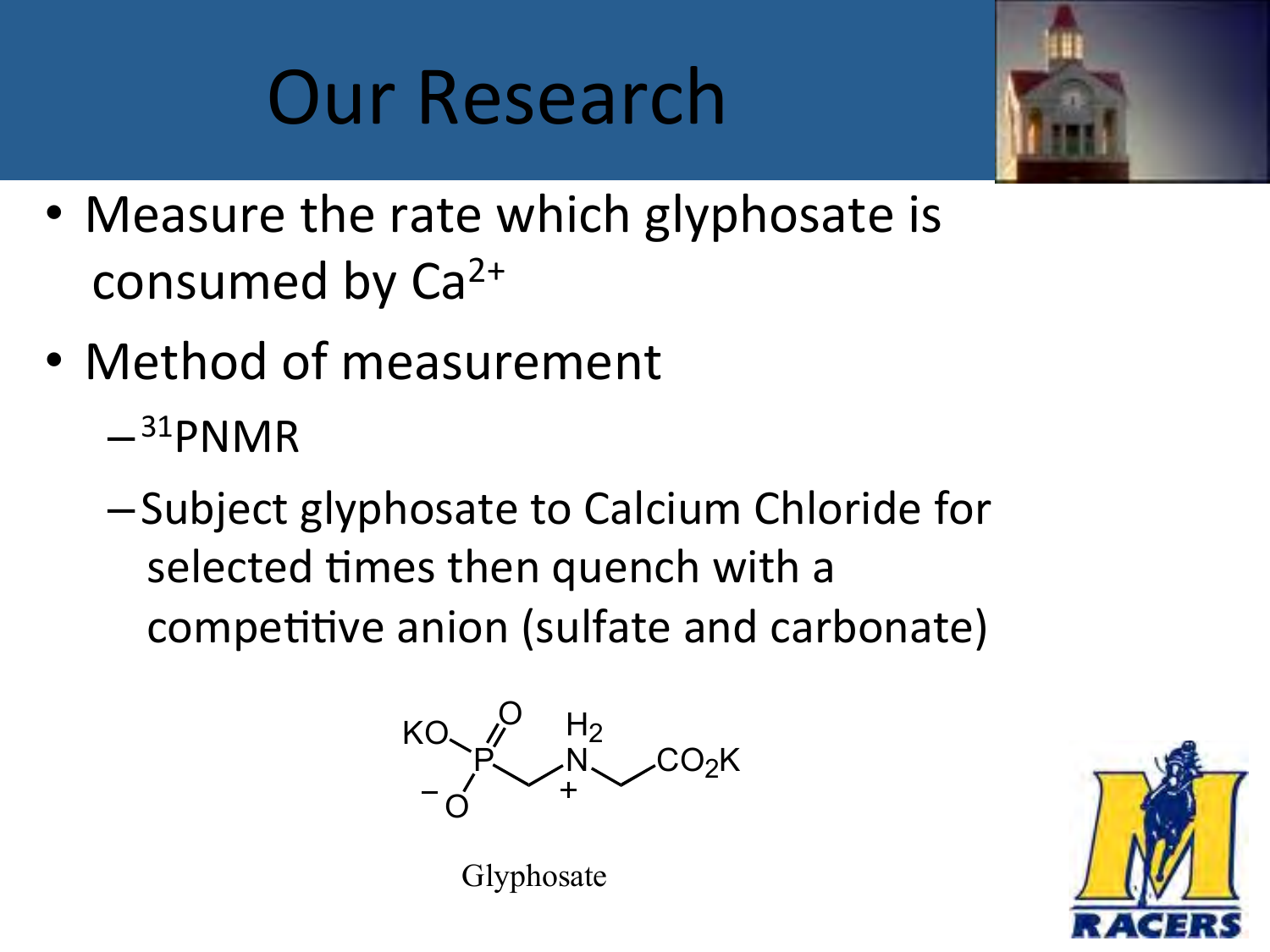# Our Research

- Measure the rate which glyphosate is consumed by $Ca^{2+}$
- Method of measurement
  - $^{31}$PNMR
  - Subject glyphosate to Calcium Chloride for selected times then quench with a competitive anion (sulfate and carbonate)

Glyphosate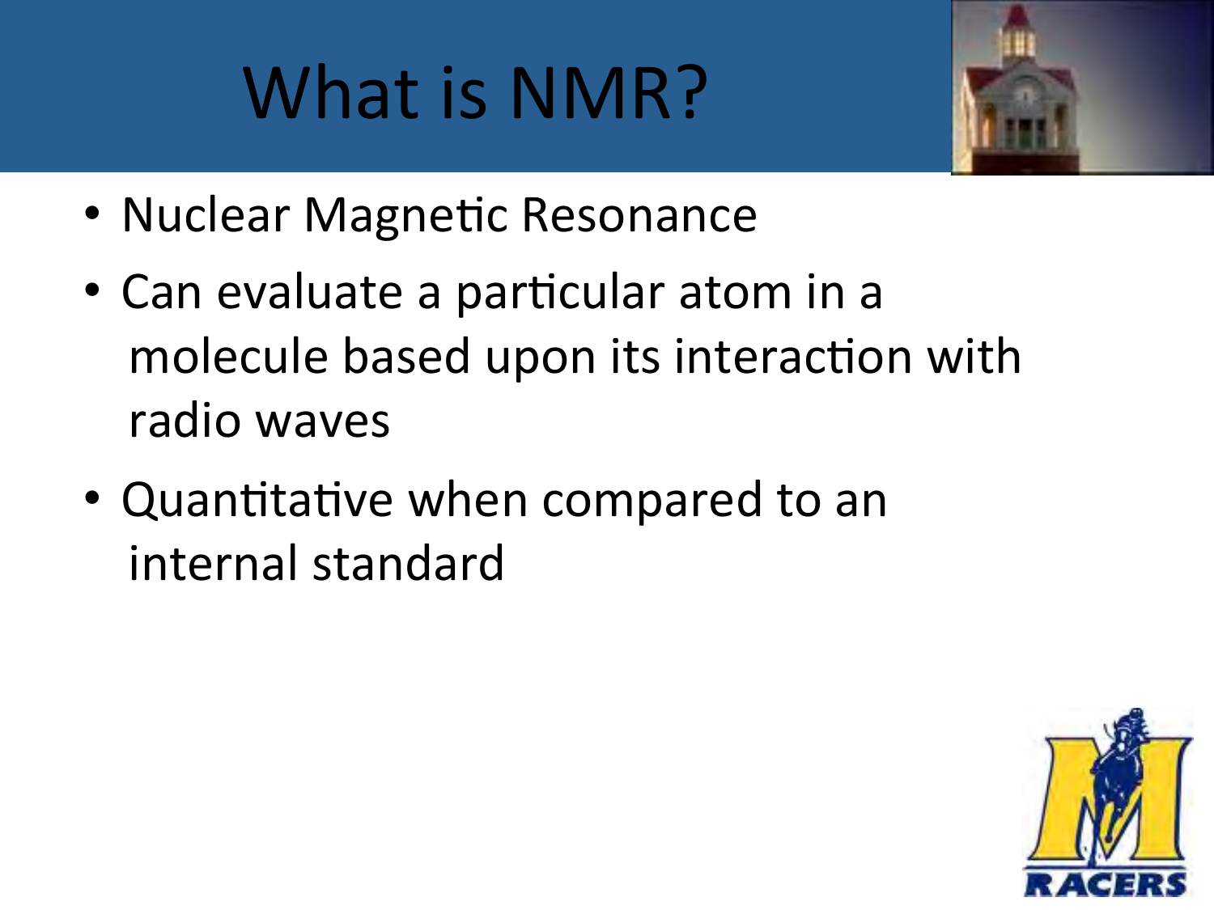# What is NMR?

- Nuclear Magnetic Resonance
- Can evaluate a particular atom in a molecule based upon its interaction with radio waves
- Quantitative when compared to an internal standard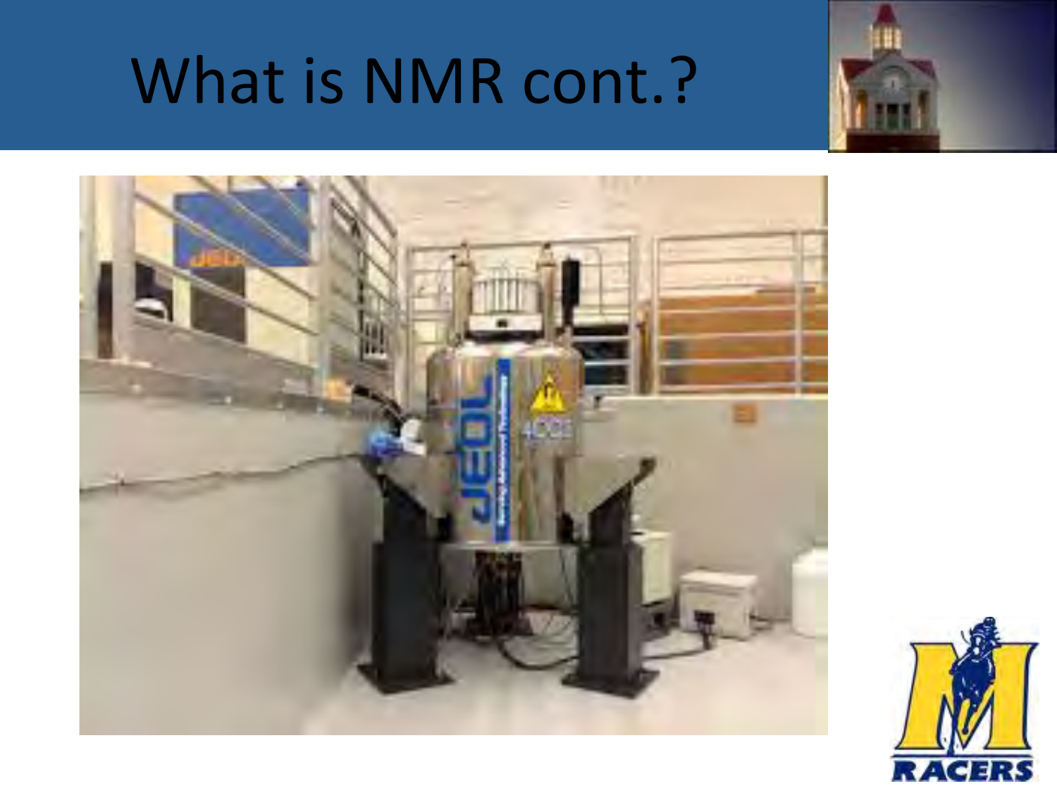# What is NMR cont.?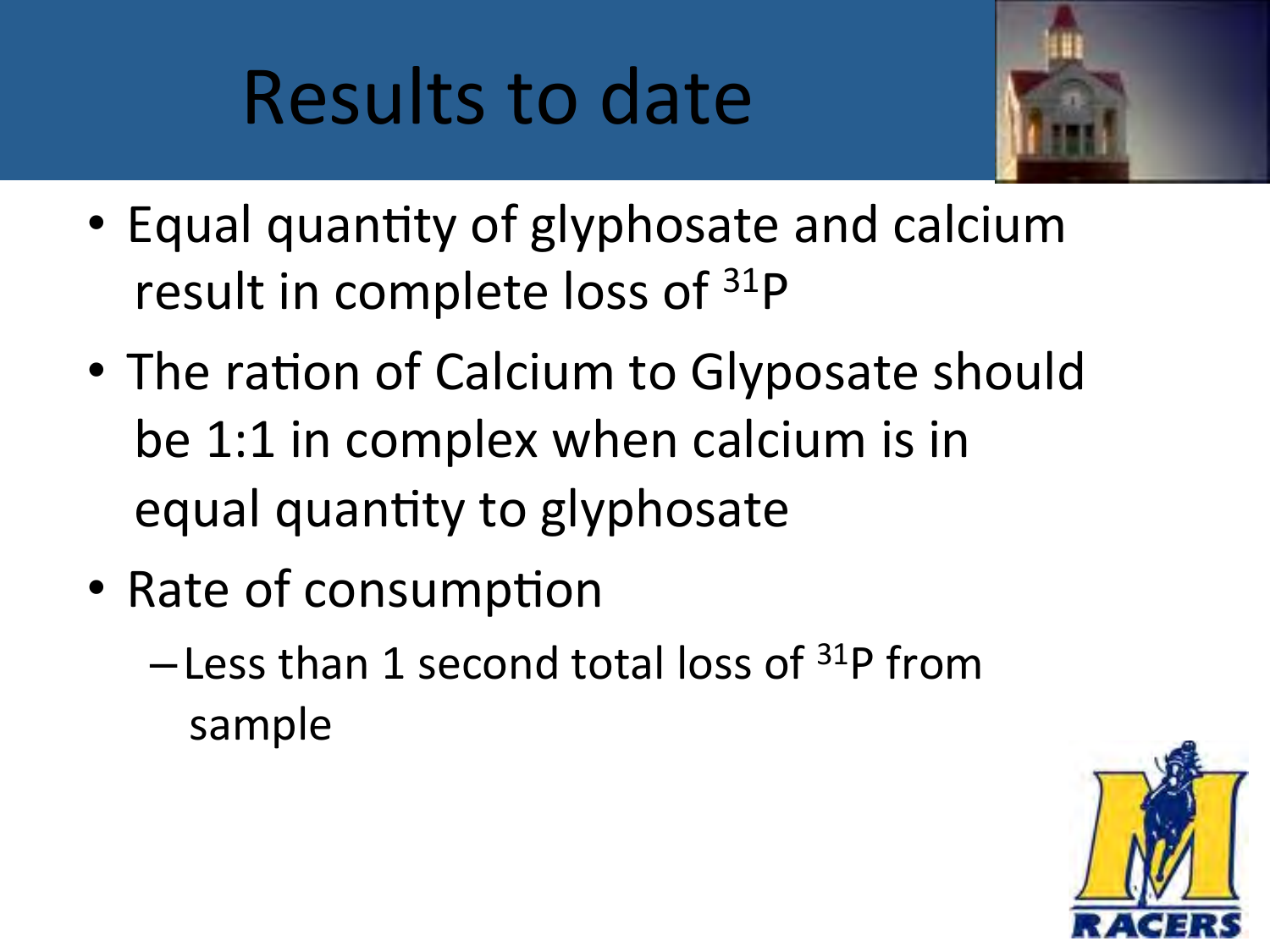# Results to date

- Equal quantity of glyphosate and calcium result in complete loss of $^{31}P$
- The ration of Calcium to Glyposate should be 1:1 in complex when calcium is in equal quantity to glyphosate
- Rate of consumption
  - Less than 1 second total loss of $^{31}P$ from sample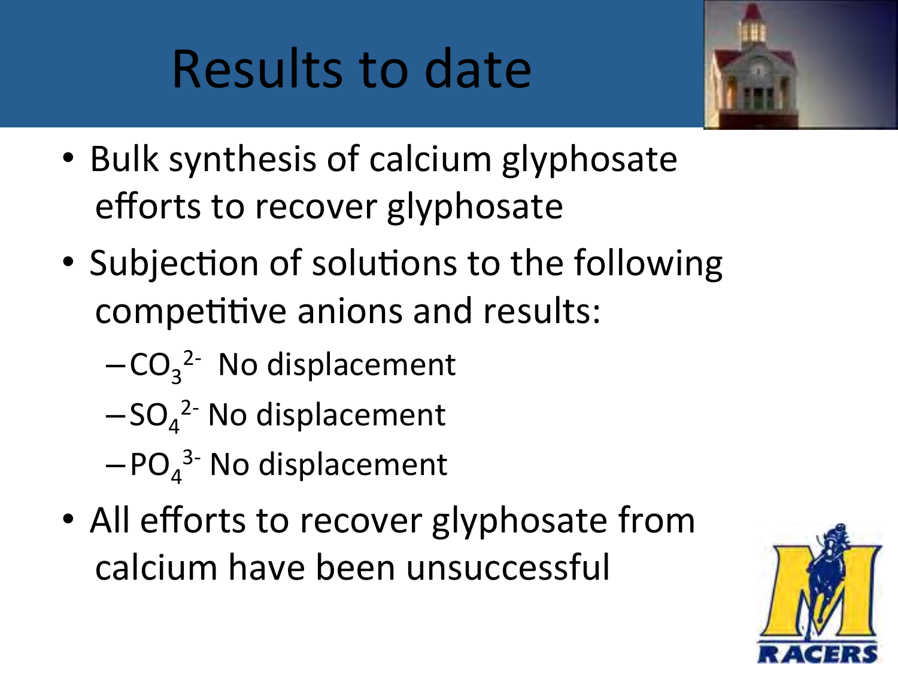# Results to date

- Bulk synthesis of calcium glyphosate efforts to recover glyphosate
- Subjection of solutions to the following competitive anions and results:
  - $CO_3^{2-}$ No displacement
  - $SO_4^{2-}$ No displacement
  - $PO_4^{3-}$ No displacement
- All efforts to recover glyphosate from calcium have been unsuccessful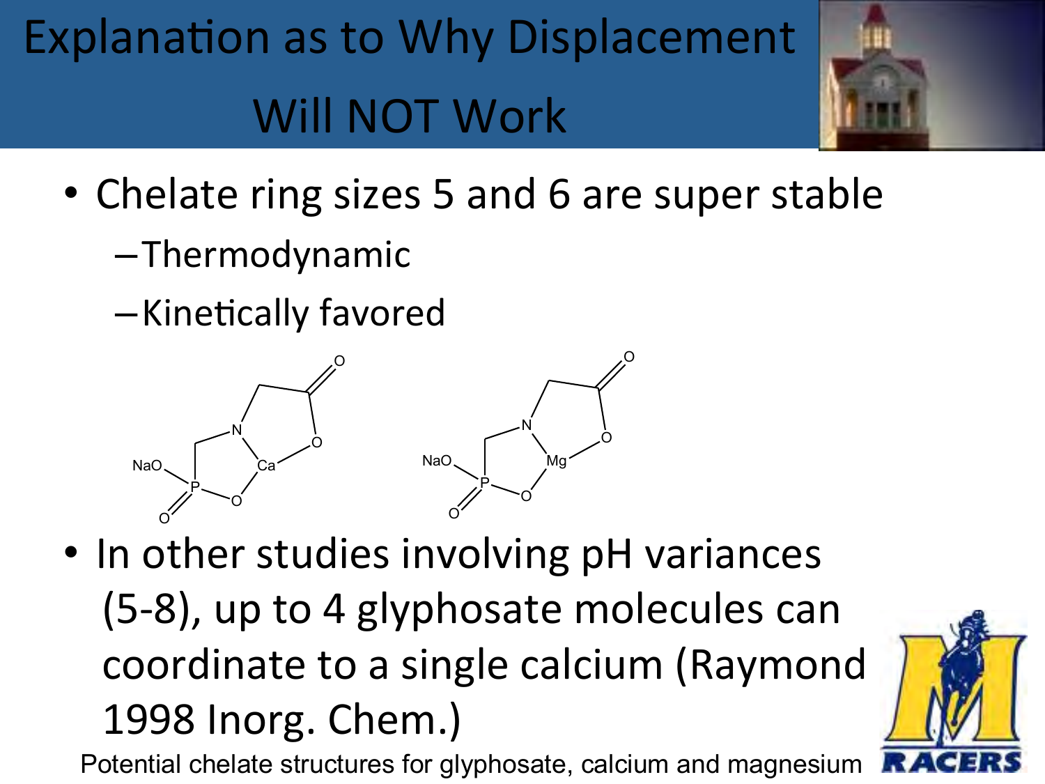# Explanation as to Why Displacement Will NOT Work

- Chelate ring sizes 5 and 6 are super stable
  - Thermodynamic
  - Kinetically favored

- In other studies involving pH variances (5-8), up to 4 glyphosate molecules can coordinate to a single calcium (Raymond 1998 Inorg. Chem.)

Potential chelate structures for glyphosate, calcium and magnesium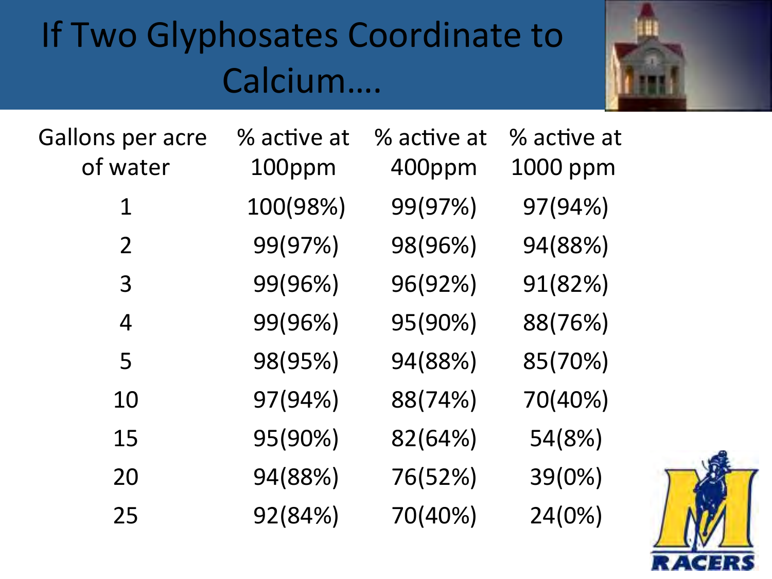# If Two Glyphosates Coordinate to Calcium....

| Gallons per acre of water | % active at 100ppm | % active at 400ppm | % active at 1000 ppm |
|---|---|---|---|
| 1 | 100(98%) | 99(97%) | 97(94%) |
| 2 | 99(97%) | 98(96%) | 94(88%) |
| 3 | 99(96%) | 96(92%) | 91(82%) |
| 4 | 99(96%) | 95(90%) | 88(76%) |
| 5 | 98(95%) | 94(88%) | 85(70%) |
| 10 | 97(94%) | 88(74%) | 70(40%) |
| 15 | 95(90%) | 82(64%) | 54(8%) |
| 20 | 94(88%) | 76(52%) | 39(0%) |
| 25 | 92(84%) | 70(40%) | 24(0%) |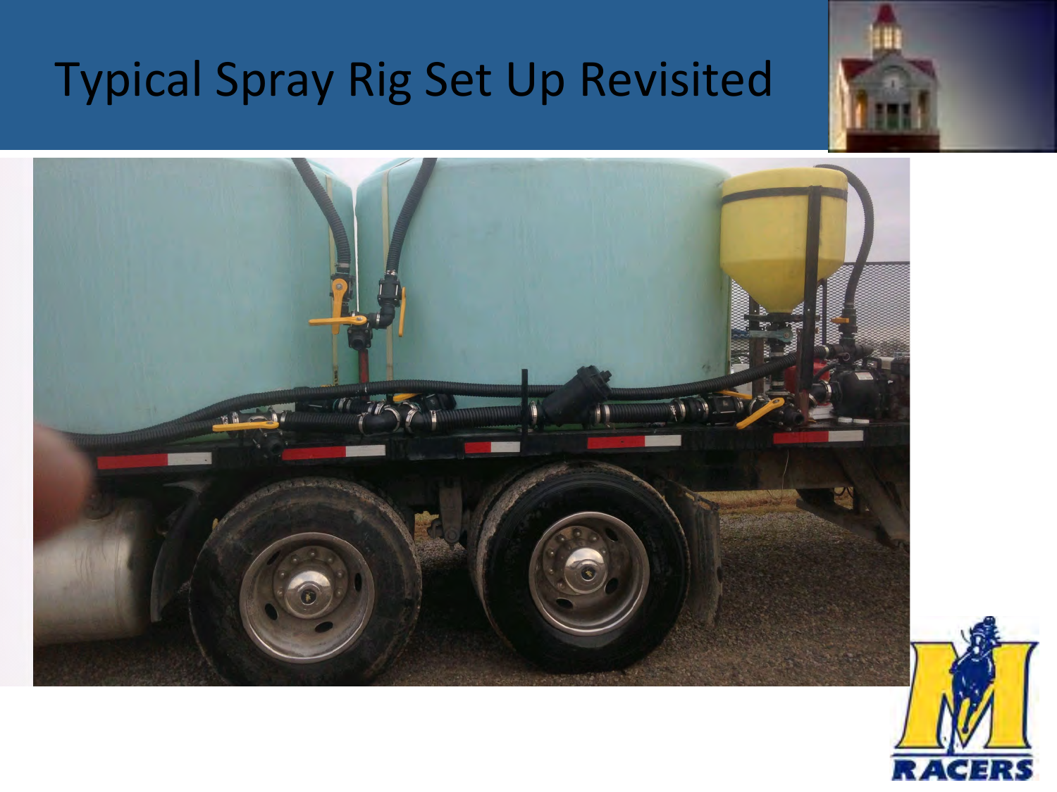# Typical Spray Rig Set Up Revisited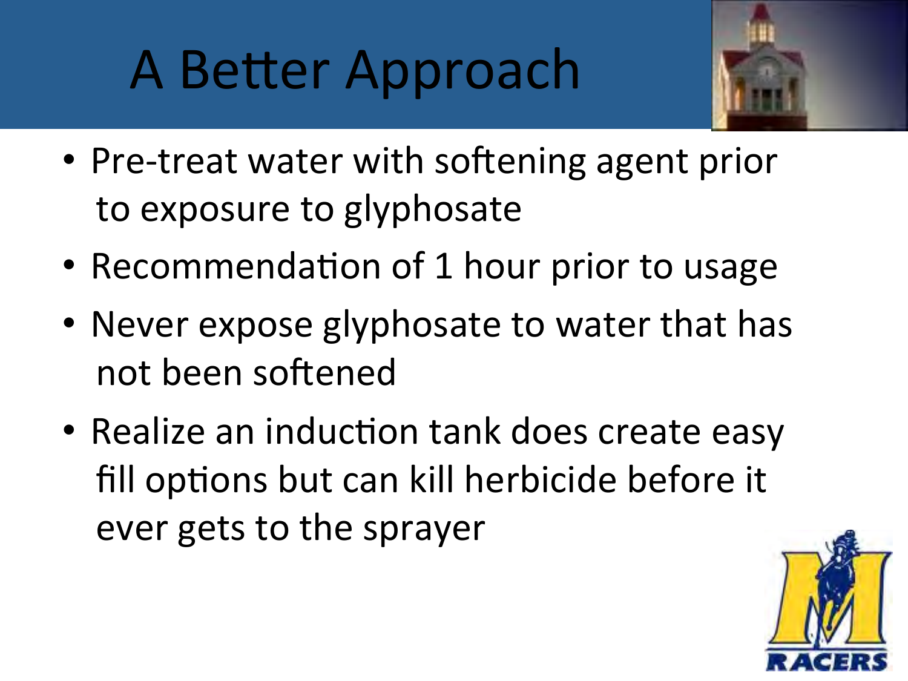# A Better Approach

- Pre-treat water with softening agent prior to exposure to glyphosate
- Recommendation of 1 hour prior to usage
- Never expose glyphosate to water that has not been softened
- Realize an induction tank does create easy fill options but can kill herbicide before it ever gets to the sprayer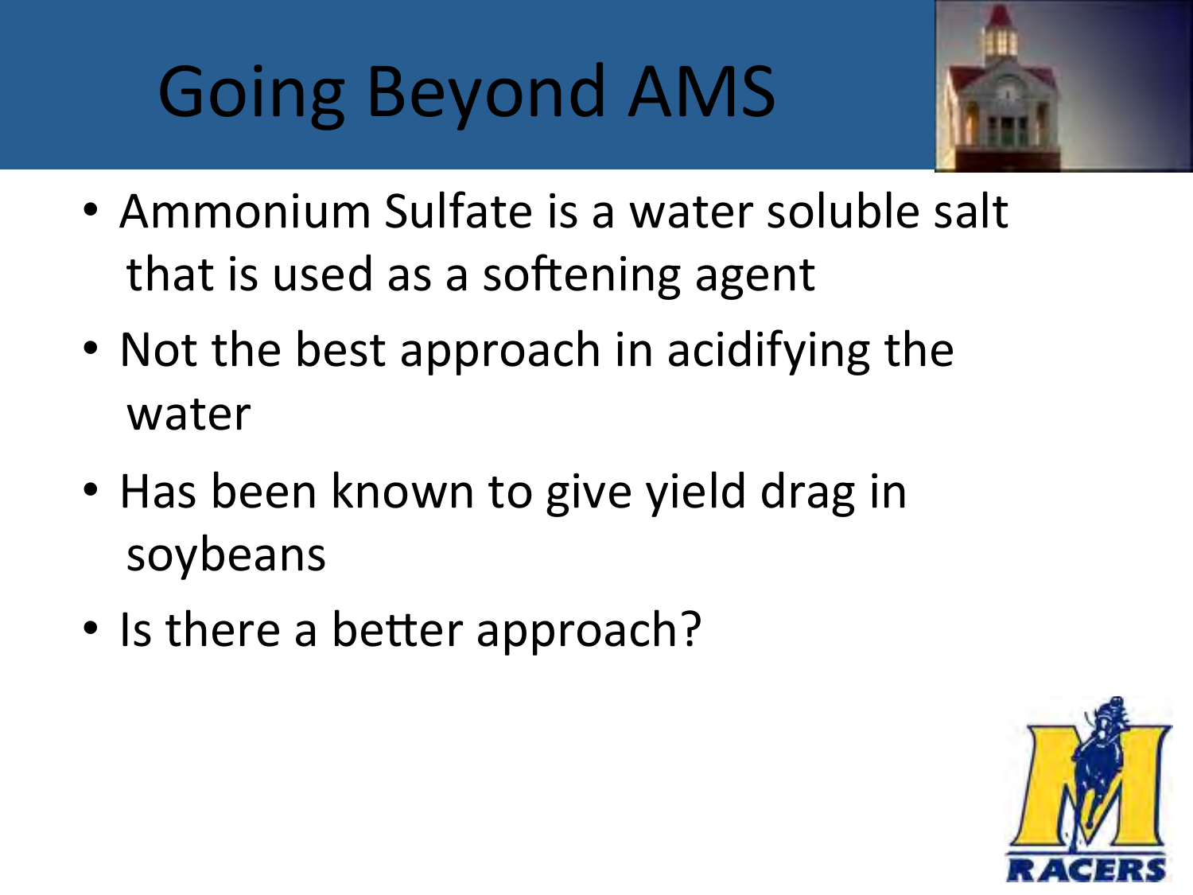# Going Beyond AMS

- Ammonium Sulfate is a water soluble salt that is used as a softening agent
- Not the best approach in acidifying the water
- Has been known to give yield drag in soybeans
- Is there a better approach?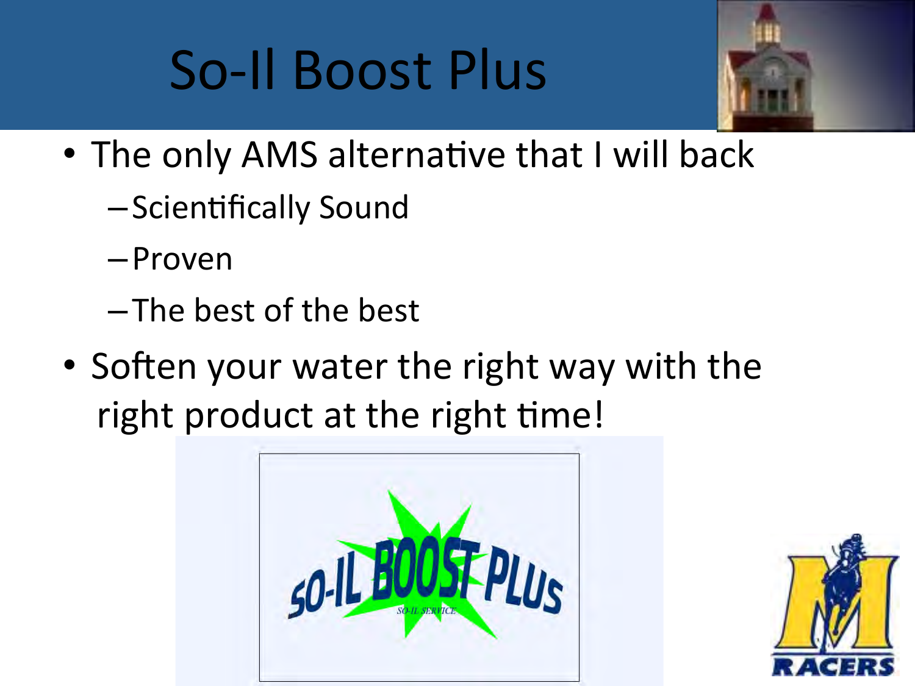# So-Il Boost Plus

- The only AMS alternative that I will back
  - Scientifically Sound
  - Proven
  - The best of the best
- Soften your water the right way with the right product at the right time!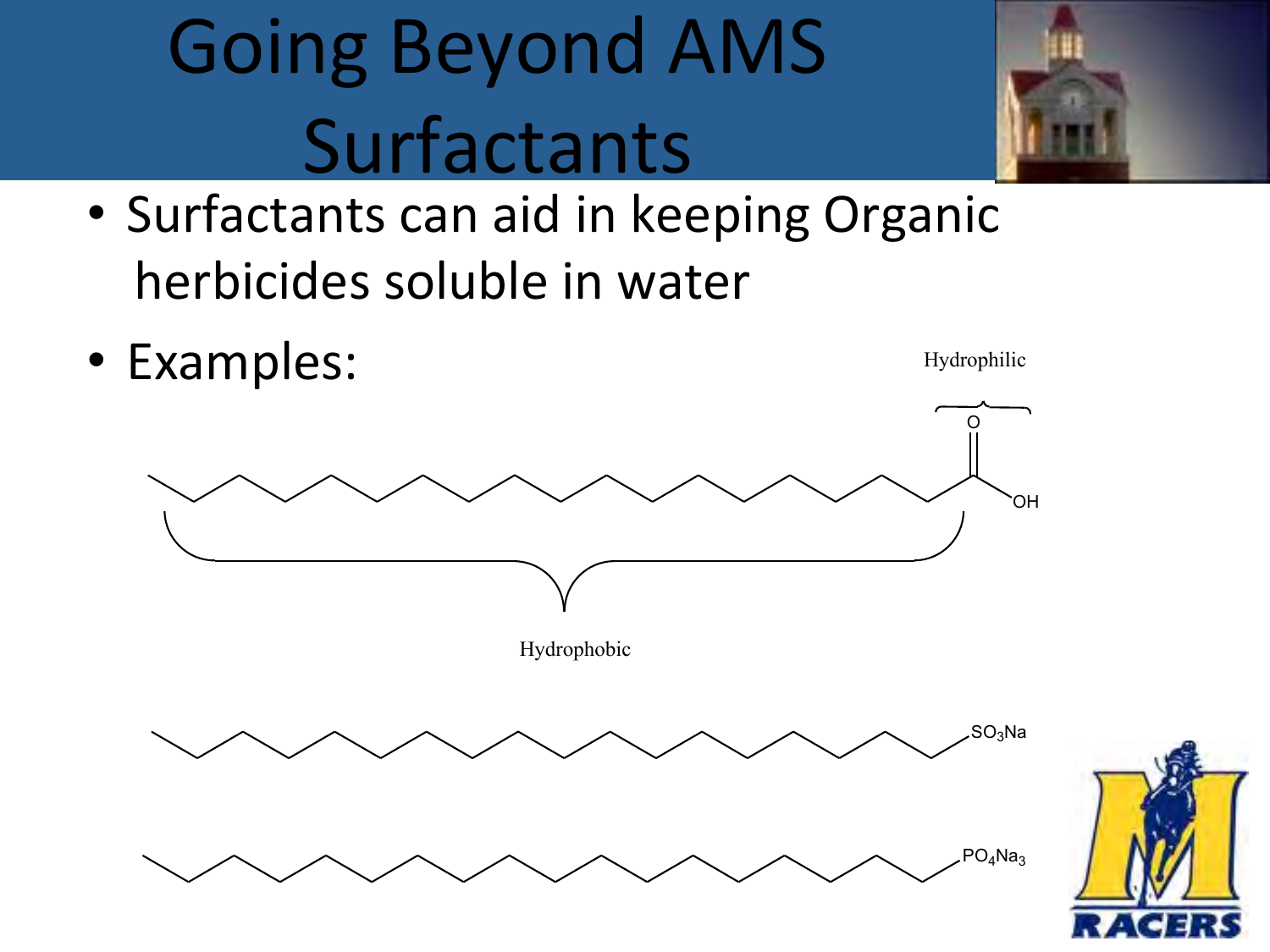# Going Beyond AMS Surfactants

- Surfactants can aid in keeping Organic herbicides soluble in water
- Examples:

Hydrophilic

O

OH

Hydrophobic

$SO_3Na$

$PO_4Na_3$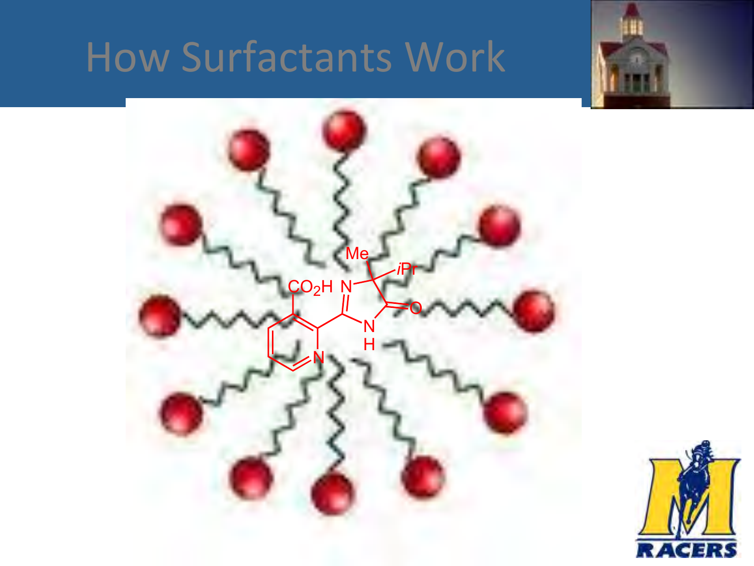# How Surfactants Work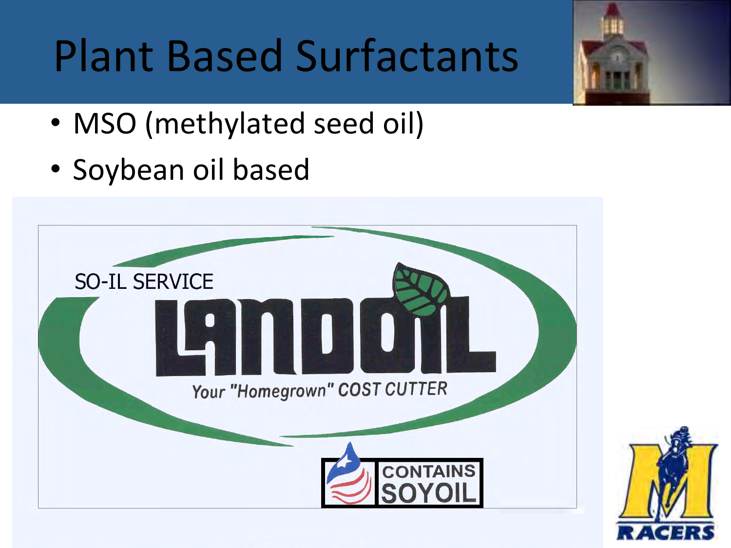# Plant Based Surfactants

- MSO (methylated seed oil)
- Soybean oil based

SO-IL SERVICE

LANDOIL

Your "Homegrown" COST CUTTER

CONTAINS SOYOIL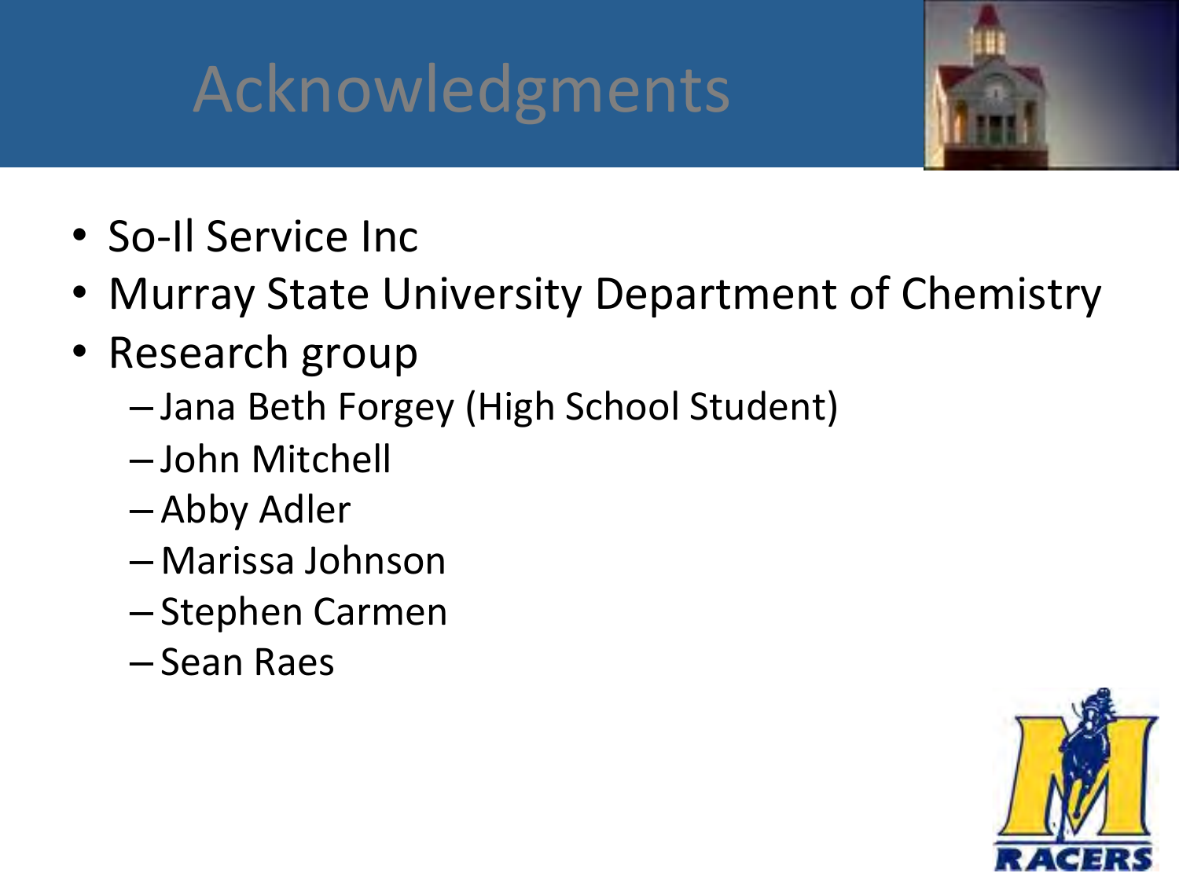# Acknowledgments

- So-Il Service Inc
- Murray State University Department of Chemistry
- Research group
  - Jana Beth Forgey (High School Student)
  - John Mitchell
  - Abby Adler
  - Marissa Johnson
  - Stephen Carmen
  - Sean Raes